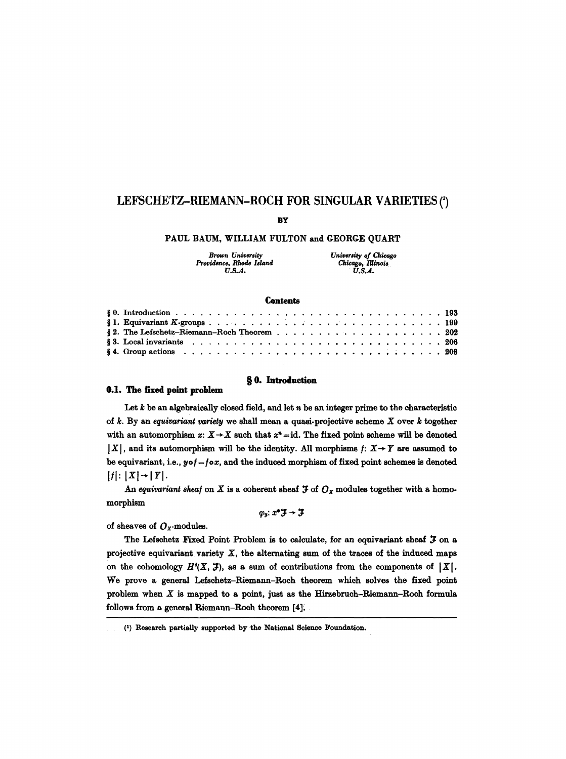# LEFSCHETZ–RIEMANN–ROCH FOR SINGULAR VARIETIES [1]

BY

PAUL BAUM, WILLIAM FULTON and GEORGE QUART

*Brown University*
*Providence, Rhode Island*
*U.S.A.*

*University of Chicago*
*Chicago, Illinois*
*U.S.A.*

## Contents

§ 0. Introduction . . . . . . . . . . . . . . . . . . . . . . . . . . . . . . . . . 193
§ 1. Equivariant $K$-groups . . . . . . . . . . . . . . . . . . . . . . . . . . . . 199
§ 2. The Lefschetz–Riemann–Roch Theorem . . . . . . . . . . . . . . . . . . . . 202
§ 3. Local invariants . . . . . . . . . . . . . . . . . . . . . . . . . . . . . . 206
§ 4. Group actions . . . . . . . . . . . . . . . . . . . . . . . . . . . . . . . . 208

## § 0. Introduction

### 0.1. The fixed point problem

Let $k$ be an algebraically closed field, and let $n$ be an integer prime to the characteristic of $k$. By an *equivariant variety* we shall mean a quasi-projective scheme $X$ over $k$ together with an automorphism $x: X \to X$ such that $x^n = \mathrm{id}$. The fixed point scheme will be denoted $|X|$, and its automorphism will be the identity. All morphisms $f: X \to Y$ are assumed to be equivariant, i.e., $y \circ f = f \circ x$, and the induced morphism of fixed point schemes is denoted $|f|: |X| \to |Y|$.

An *equivariant sheaf* on $X$ is a coherent sheaf $\mathcal{F}$ of $O_X$ modules together with a homomorphism

$$\varphi_{\mathcal{F}}: x^* \mathcal{F} \to \mathcal{F}$$

of sheaves of $O_X$-modules.

The Lefschetz Fixed Point Problem is to calculate, for an equivariant sheaf $\mathcal{F}$ on a projective equivariant variety $X$, the alternating sum of the traces of the induced maps on the cohomology $H^i(X, \mathcal{F})$, as a sum of contributions from the components of $|X|$. We prove a general Lefschetz–Riemann–Roch theorem which solves the fixed point problem when $X$ is mapped to a point, just as the Hirzebruch–Riemann–Roch formula follows from a general Riemann–Roch theorem [4].

[1] Research partially supported by the National Science Foundation.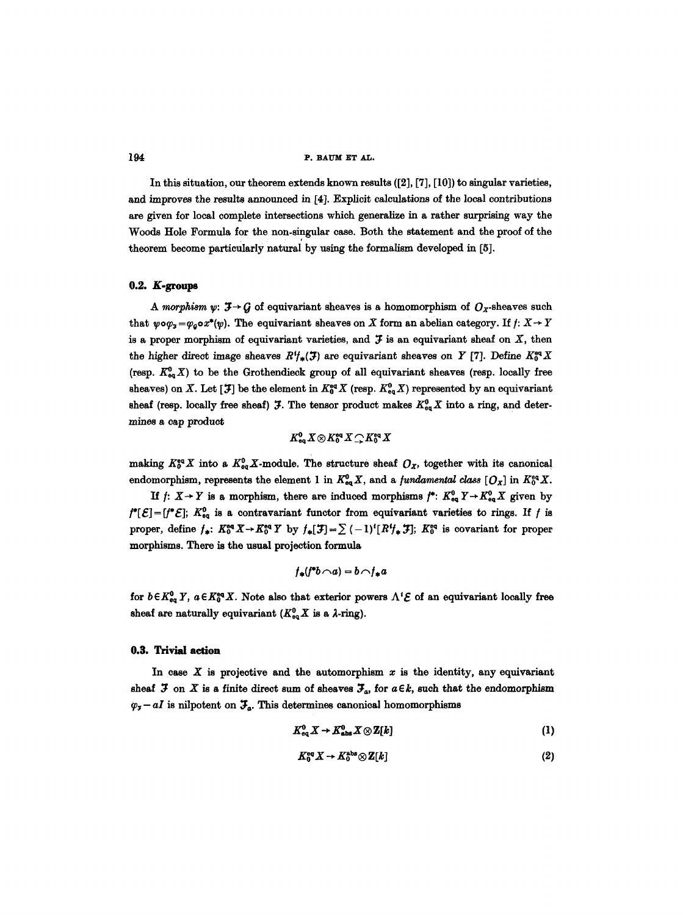In this situation, our theorem extends known results ([2], [7], [10]) to singular varieties, and improves the results announced in [4]. Explicit calculations of the local contributions are given for local complete intersections which generalize in a rather surprising way the Woods Hole Formula for the non-singular case. Both the statement and the proof of the theorem become particularly natural by using the formalism developed in [5].

## 0.2. *K*-groups

A *morphism* $\psi: \mathcal{F} \to \mathcal{G}$ of equivariant sheaves is a homomorphism of $O_X$-sheaves such that $\psi \circ \varphi_{\mathcal{F}} = \varphi_{\mathcal{G}} \circ x^*(\psi)$. The equivariant sheaves on $X$ form an abelian category. If $f: X \to Y$ is a proper morphism of equivariant varieties, and $\mathcal{F}$ is an equivariant sheaf on $X$, then the higher direct image sheaves $R^i f_*(\mathcal{F})$ are equivariant sheaves on $Y$ [7]. Define $K_0^{eq} X$ (resp. $K_{eq}^0 X$) to be the Grothendieck group of all equivariant sheaves (resp. locally free sheaves) on $X$. Let $[\mathcal{F}]$ be the element in $K_0^{eq} X$ (resp. $K_{eq}^0 X$) represented by an equivariant sheaf (resp. locally free sheaf) $\mathcal{F}$. The tensor product makes $K_{eq}^0 X$ into a ring, and determines a cap product

$$K_{eq}^0 X \otimes K_0^{eq} X \overset{\frown}{\to} K_0^{eq} X$$

making $K_0^{eq} X$ into a $K_{eq}^0 X$-module. The structure sheaf $O_X$, together with its canonical endomorphism, represents the element 1 in $K_{eq}^0 X$, and a *fundamental class* $[O_X]$ in $K_0^{eq} X$.

If $f: X \to Y$ is a morphism, there are induced morphisms $f^*: K_{eq}^0 Y \to K_{eq}^0 X$ given by $f^*[\mathcal{E}] = [f^* \mathcal{E}]$; $K_{eq}^0$ is a contravariant functor from equivariant varieties to rings. If $f$ is proper, define $f_*: K_0^{eq} X \to K_0^{eq} Y$ by $f_*[\mathcal{F}] = \sum (-1)^i [R^i f_* \mathcal{F}]$; $K_0^{eq}$ is covariant for proper morphisms. There is the usual projection formula

$$f_*(f^* b \frown a) = b \frown f_* a$$

for $b \in K_{eq}^0 Y$, $a \in K_0^{eq} X$. Note also that exterior powers $\Lambda^i \mathcal{E}$ of an equivariant locally free sheaf are naturally equivariant ($K_{eq}^0 X$ is a $\lambda$-ring).

## 0.3. Trivial action

In case $X$ is projective and the automorphism $x$ is the identity, any equivariant sheaf $\mathcal{F}$ on $X$ is a finite direct sum of sheaves $\mathcal{F}_a$, for $a \in k$, such that the endomorphism $\varphi_{\mathcal{F}} - aI$ is nilpotent on $\mathcal{F}_a$. This determines canonical homomorphisms

$$K_{eq}^0 X \to K_{abs}^0 X \otimes \mathbf{Z}[k] \tag{1}$$

$$K_0^{eq} X \to K_0^{abs} \otimes \mathbf{Z}[k] \tag{2}$$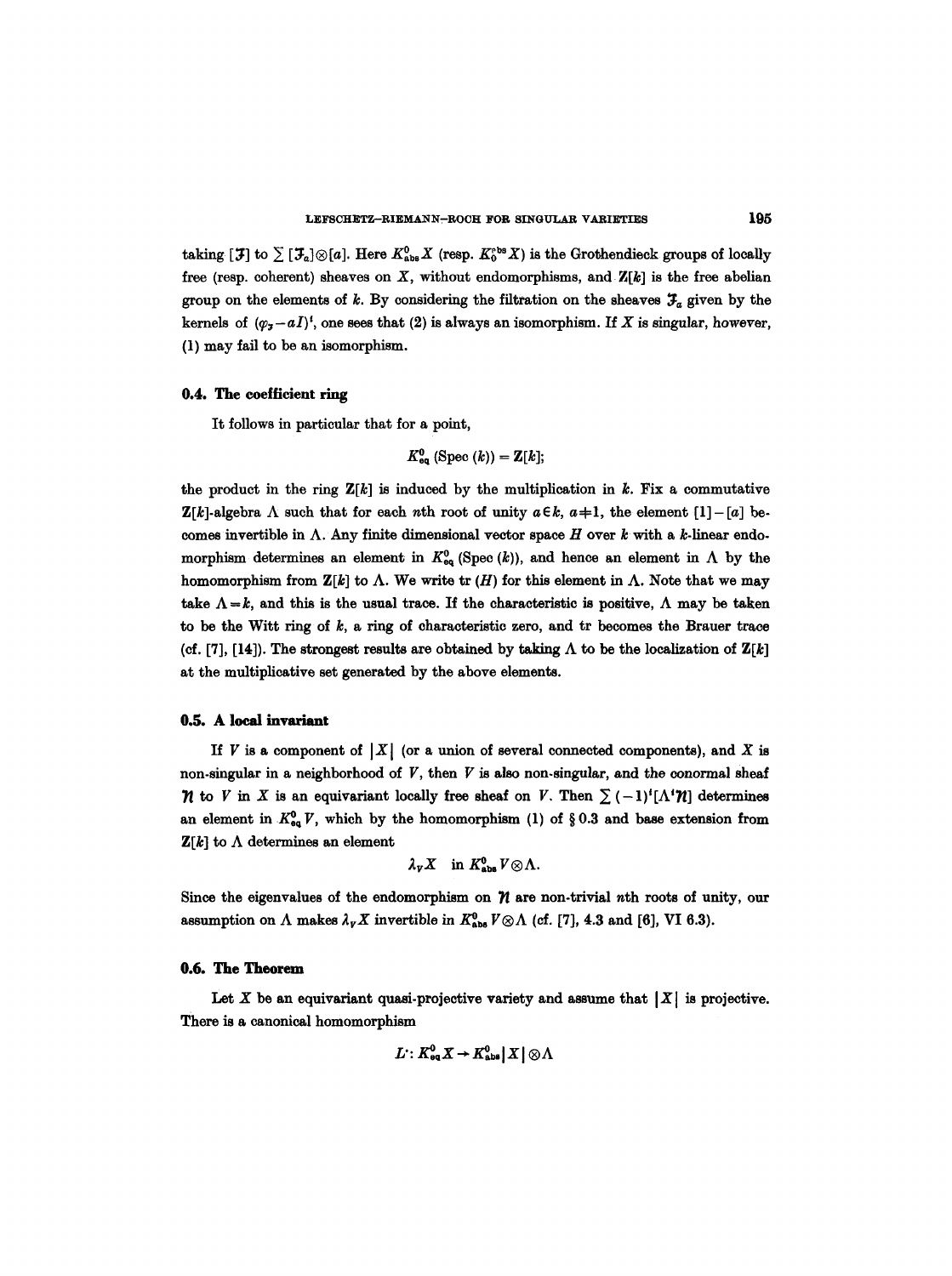taking $[\mathcal{F}]$ to $\sum [\mathcal{F}_a]\otimes[a]$. Here $K^0_{\mathrm{abs}}X$ (resp. $K_0^{\mathrm{abs}}X$) is the Grothendieck groups of locally free (resp. coherent) sheaves on $X$, without endomorphisms, and $\mathbf{Z}[k]$ is the free abelian group on the elements of $k$. By considering the filtration on the sheaves $\mathcal{F}_a$ given by the kernels of $(\varphi_{\mathcal{F}}-aI)^i$, one sees that (2) is always an isomorphism. If $X$ is singular, however, (1) may fail to be an isomorphism.

### 0.4. The coefficient ring

It follows in particular that for a point,

$$K^0_{\mathrm{eq}}(\mathrm{Spec}(k)) = \mathbf{Z}[k];$$

the product in the ring $\mathbf{Z}[k]$ is induced by the multiplication in $k$. Fix a commutative $\mathbf{Z}[k]$-algebra $\Lambda$ such that for each $n$th root of unity $a\in k$, $a\neq 1$, the element $[1]-[a]$ becomes invertible in $\Lambda$. Any finite dimensional vector space $H$ over $k$ with a $k$-linear endomorphism determines an element in $K^0_{\mathrm{eq}}(\mathrm{Spec}(k))$, and hence an element in $\Lambda$ by the homomorphism from $\mathbf{Z}[k]$ to $\Lambda$. We write $\mathrm{tr}(H)$ for this element in $\Lambda$. Note that we may take $\Lambda = k$, and this is the usual trace. If the characteristic is positive, $\Lambda$ may be taken to be the Witt ring of $k$, a ring of characteristic zero, and tr becomes the Brauer trace (cf. [7], [14]). The strongest results are obtained by taking $\Lambda$ to be the localization of $\mathbf{Z}[k]$ at the multiplicative set generated by the above elements.

### 0.5. A local invariant

If $V$ is a component of $|X|$ (or a union of several connected components), and $X$ is non-singular in a neighborhood of $V$, then $V$ is also non-singular, and the conormal sheaf $\mathcal{N}$ to $V$ in $X$ is an equivariant locally free sheaf on $V$. Then $\sum(-1)^i[\Lambda^i\mathcal{N}]$ determines an element in $K^0_{\mathrm{eq}}V$, which by the homomorphism (1) of § 0.3 and base extension from $\mathbf{Z}[k]$ to $\Lambda$ determines an element

$$\lambda_V X \quad \text{in } K^0_{\mathrm{abs}}V\otimes\Lambda.$$

Since the eigenvalues of the endomorphism on $\mathcal{N}$ are non-trivial $n$th roots of unity, our assumption on $\Lambda$ makes $\lambda_V X$ invertible in $K^0_{\mathrm{abs}}V\otimes\Lambda$ (cf. [7], 4.3 and [6], VI 6.3).

### 0.6. The Theorem

Let $X$ be an equivariant quasi-projective variety and assume that $|X|$ is projective. There is a canonical homomorphism

$$L^{\cdot}\colon K^0_{\mathrm{eq}}X \to K^0_{\mathrm{abs}}|X|\otimes\Lambda$$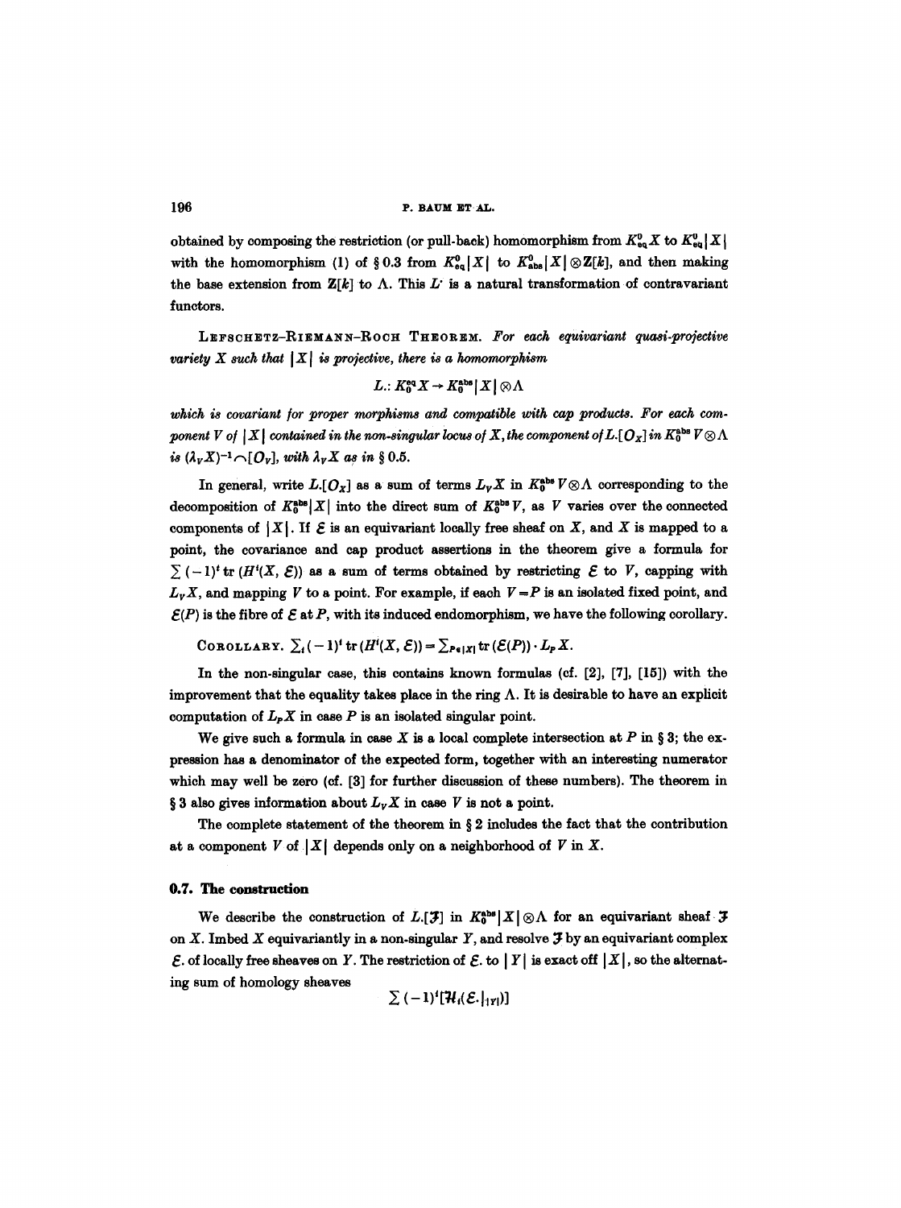obtained by composing the restriction (or pull-back) homomorphism from $K^0_{eq}X$ to $K^0_{eq}|X|$ with the homomorphism (1) of § 0.3 from $K^0_{eq}|X|$ to $K^0_{abs}|X| \otimes \mathbf{Z}[k]$, and then making the base extension from $\mathbf{Z}[k]$ to $\Lambda$. This $L^{\cdot}$ is a natural transformation of contravariant functors.

LEFSCHETZ–RIEMANN–ROCH THEOREM. *For each equivariant quasi-projective variety $X$ such that $|X|$ is projective, there is a homomorphism*

$$L_{\cdot}: K_0^{eq} X \to K_0^{abs}|X| \otimes \Lambda$$

*which is covariant for proper morphisms and compatible with cap products. For each component $V$ of $|X|$ contained in the non-singular locus of $X$, the component of $L_{\cdot}[O_X]$ in $K_0^{abs} V \otimes \Lambda$ is $(\lambda_V X)^{-1} \frown [O_V]$, with $\lambda_V X$ as in § 0.5.*

In general, write $L_{\cdot}[O_X]$ as a sum of terms $L_V X$ in $K_0^{abs} V \otimes \Lambda$ corresponding to the decomposition of $K_0^{abs}|X|$ into the direct sum of $K_0^{abs} V$, as $V$ varies over the connected components of $|X|$. If $\mathcal{E}$ is an equivariant locally free sheaf on $X$, and $X$ is mapped to a point, the covariance and cap product assertions in the theorem give a formula for $\sum (-1)^i \operatorname{tr}(H^i(X, \mathcal{E}))$ as a sum of terms obtained by restricting $\mathcal{E}$ to $V$, capping with $L_V X$, and mapping $V$ to a point. For example, if each $V = P$ is an isolated fixed point, and $\mathcal{E}(P)$ is the fibre of $\mathcal{E}$ at $P$, with its induced endomorphism, we have the following corollary.

COROLLARY. $\sum_i (-1)^i \operatorname{tr}(H^i(X, \mathcal{E})) = \sum_{P \in |X|} \operatorname{tr}(\mathcal{E}(P)) \cdot L_P X.$

In the non-singular case, this contains known formulas (cf. [2], [7], [15]) with the improvement that the equality takes place in the ring $\Lambda$. It is desirable to have an explicit computation of $L_P X$ in case $P$ is an isolated singular point.

We give such a formula in case $X$ is a local complete intersection at $P$ in § 3; the expression has a denominator of the expected form, together with an interesting numerator which may well be zero (cf. [3] for further discussion of these numbers). The theorem in § 3 also gives information about $L_V X$ in case $V$ is not a point.

The complete statement of the theorem in § 2 includes the fact that the contribution at a component $V$ of $|X|$ depends only on a neighborhood of $V$ in $X$.

### 0.7. The construction

We describe the construction of $L_{\cdot}[\mathcal{F}]$ in $K_0^{abs}|X| \otimes \Lambda$ for an equivariant sheaf $\mathcal{F}$ on $X$. Imbed $X$ equivariantly in a non-singular $Y$, and resolve $\mathcal{F}$ by an equivariant complex $\mathcal{E}_{\cdot}$ of locally free sheaves on $Y$. The restriction of $\mathcal{E}_{\cdot}$ to $|Y|$ is exact off $|X|$, so the alternating sum of homology sheaves

$$\sum (-1)^i [\mathcal{H}_i(\mathcal{E}_{\cdot}|_{|Y|})]$$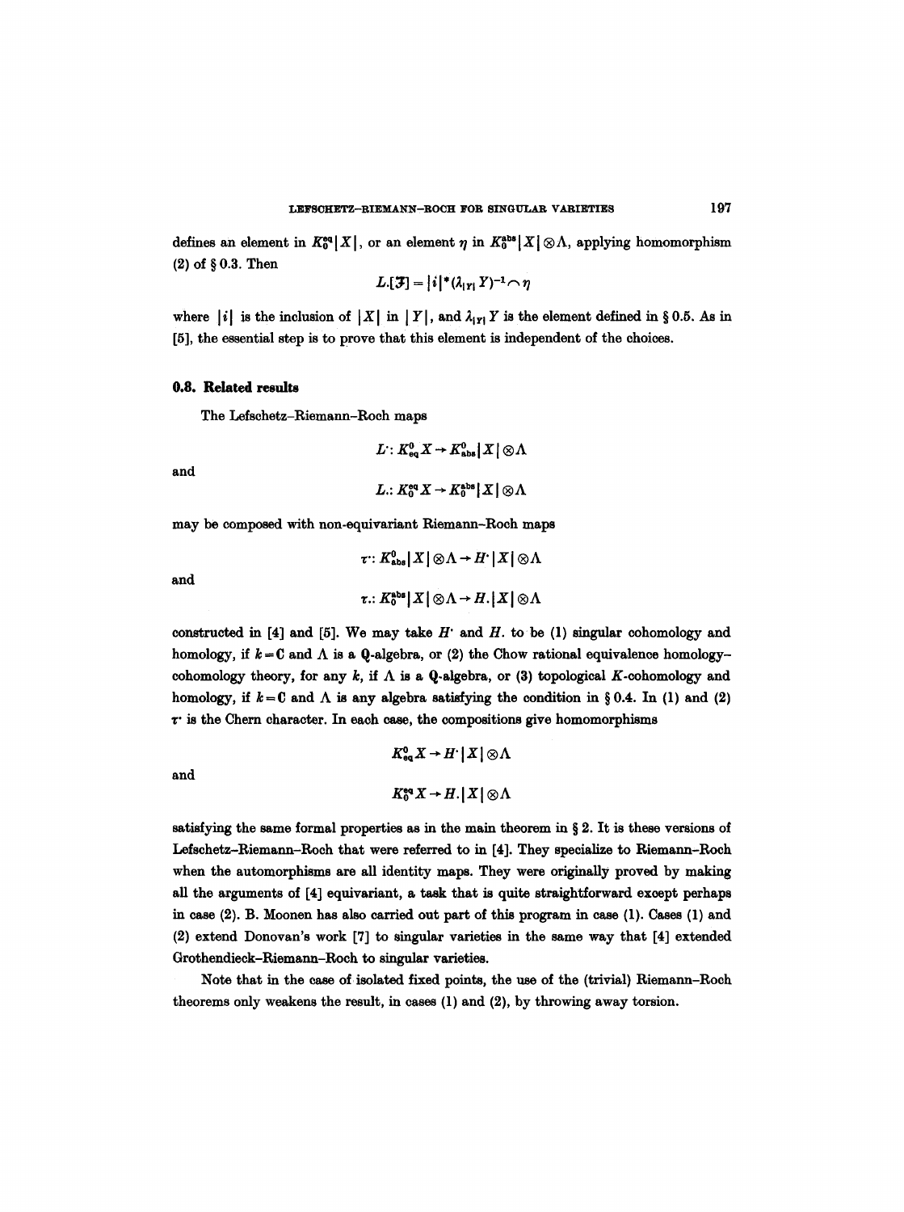defines an element in $K_0^{\mathrm{eq}}|X|$, or an element $\eta$ in $K_0^{\mathrm{abs}}|X|\otimes\Lambda$, applying homomorphism (2) of § 0.3. Then

$$L.[\mathcal{F}] = |i|^*(\lambda_{|Y|}Y)^{-1}\frown\eta$$

where $|i|$ is the inclusion of $|X|$ in $|Y|$, and $\lambda_{|Y|}Y$ is the element defined in § 0.5. As in [5], the essential step is to prove that this element is independent of the choices.

## 0.8. Related results

The Lefschetz–Riemann–Roch maps

$$L^{\cdot}: K^0_{\mathrm{eq}}X \to K^0_{\mathrm{abs}}|X|\otimes\Lambda$$

and

$$L.: K_0^{\mathrm{eq}}X \to K_0^{\mathrm{abs}}|X|\otimes\Lambda$$

may be composed with non-equivariant Riemann–Roch maps

$$\tau^{\cdot}: K^0_{\mathrm{abs}}|X|\otimes\Lambda \to H^{\cdot}|X|\otimes\Lambda$$

and

$$\tau.: K_0^{\mathrm{abs}}|X|\otimes\Lambda \to H.|X|\otimes\Lambda$$

constructed in [4] and [5]. We may take $H^{\cdot}$ and $H.$ to be (1) singular cohomology and homology, if $k=\mathbf{C}$ and $\Lambda$ is a $\mathbf{Q}$-algebra, or (2) the Chow rational equivalence homology-cohomology theory, for any $k$, if $\Lambda$ is a $\mathbf{Q}$-algebra, or (3) topological $K$-cohomology and homology, if $k=\mathbf{C}$ and $\Lambda$ is any algebra satisfying the condition in § 0.4. In (1) and (2) $\tau^{\cdot}$ is the Chern character. In each case, the compositions give homomorphisms

$$K^0_{\mathrm{eq}}X \to H^{\cdot}|X|\otimes\Lambda$$

and

$$K_0^{\mathrm{eq}}X \to H.|X|\otimes\Lambda$$

satisfying the same formal properties as in the main theorem in § 2. It is these versions of Lefschetz–Riemann–Roch that were referred to in [4]. They specialize to Riemann–Roch when the automorphisms are all identity maps. They were originally proved by making all the arguments of [4] equivariant, a task that is quite straightforward except perhaps in case (2). B. Moonen has also carried out part of this program in case (1). Cases (1) and (2) extend Donovan's work [7] to singular varieties in the same way that [4] extended Grothendieck–Riemann–Roch to singular varieties.

Note that in the case of isolated fixed points, the use of the (trivial) Riemann–Roch theorems only weakens the result, in cases (1) and (2), by throwing away torsion.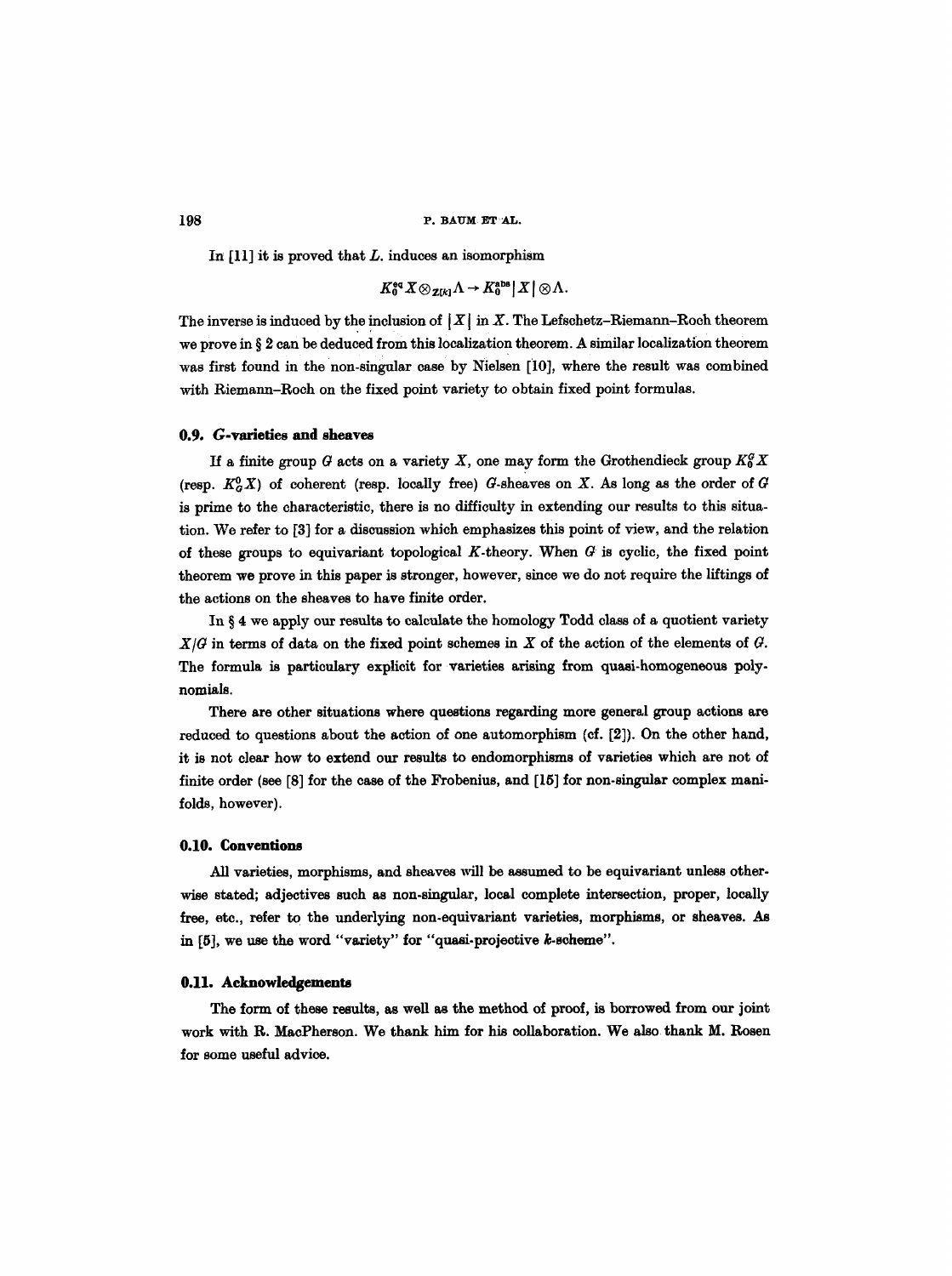In [11] it is proved that $L.$ induces an isomorphism

$$K_0^{\text{eq}} X \otimes_{\mathbf{Z}[k]} \Lambda \to K_0^{\text{abs}} |X| \otimes \Lambda.$$

The inverse is induced by the inclusion of $|X|$ in $X$. The Lefschetz–Riemann–Roch theorem we prove in § 2 can be deduced from this localization theorem. A similar localization theorem was first found in the non-singular case by Nielsen [10], where the result was combined with Riemann–Roch on the fixed point variety to obtain fixed point formulas.

### 0.9. *G*-varieties and sheaves

If a finite group $G$ acts on a variety $X$, one may form the Grothendieck group $K_0^G X$ (resp. $K_G^0 X$) of coherent (resp. locally free) $G$-sheaves on $X$. As long as the order of $G$ is prime to the characteristic, there is no difficulty in extending our results to this situation. We refer to [3] for a discussion which emphasizes this point of view, and the relation of these groups to equivariant topological $K$-theory. When $G$ is cyclic, the fixed point theorem we prove in this paper is stronger, however, since we do not require the liftings of the actions on the sheaves to have finite order.

In § 4 we apply our results to calculate the homology Todd class of a quotient variety $X/G$ in terms of data on the fixed point schemes in $X$ of the action of the elements of $G$. The formula is particulary explicit for varieties arising from quasi-homogeneous polynomials.

There are other situations where questions regarding more general group actions are reduced to questions about the action of one automorphism (cf. [2]). On the other hand, it is not clear how to extend our results to endomorphisms of varieties which are not of finite order (see [8] for the case of the Frobenius, and [15] for non-singular complex manifolds, however).

### 0.10. Conventions

All varieties, morphisms, and sheaves will be assumed to be equivariant unless otherwise stated; adjectives such as non-singular, local complete intersection, proper, locally free, etc., refer to the underlying non-equivariant varieties, morphisms, or sheaves. As in [5], we use the word "variety" for "quasi-projective $k$-scheme".

### 0.11. Acknowledgements

The form of these results, as well as the method of proof, is borrowed from our joint work with R. MacPherson. We thank him for his collaboration. We also thank M. Rosen for some useful advice.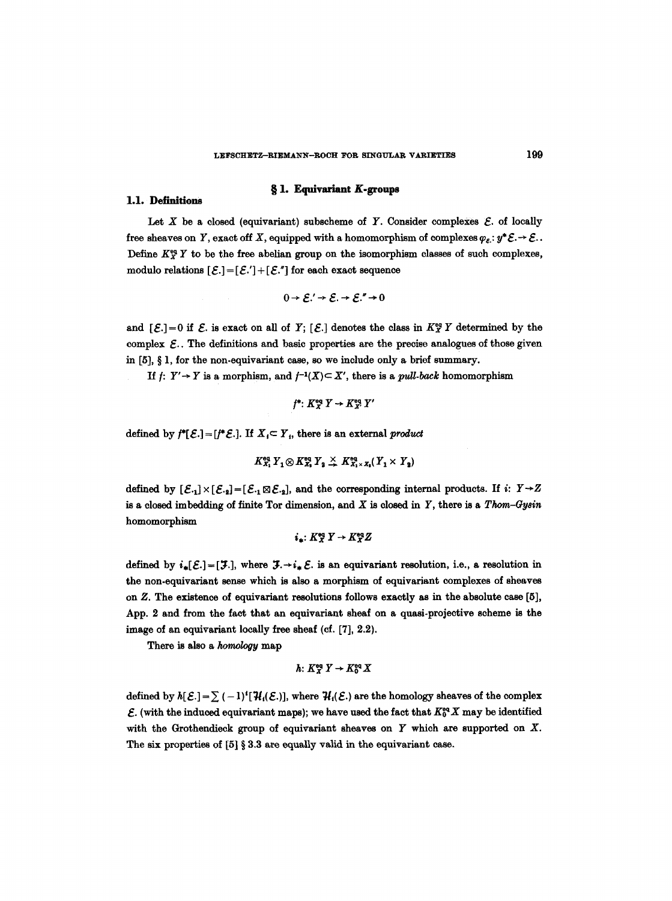## § 1. Equivariant $K$-groups

### 1.1. Definitions

Let $X$ be a closed (equivariant) subscheme of $Y$. Consider complexes $\mathcal{E}.$ of locally free sheaves on $Y$, exact off $X$, equipped with a homomorphism of complexes $\varphi_{\mathcal{E}}: y^*\mathcal{E}. \to \mathcal{E}.$. Define $K_X^{eq} Y$ to be the free abelian group on the isomorphism classes of such complexes, modulo relations $[\mathcal{E}.] = [\mathcal{E}.'] + [\mathcal{E}.'']$ for each exact sequence

$$0 \to \mathcal{E}.' \to \mathcal{E}. \to \mathcal{E}.'' \to 0$$

and $[\mathcal{E}.] = 0$ if $\mathcal{E}.$ is exact on all of $Y$; $[\mathcal{E}.]$ denotes the class in $K_X^{eq} Y$ determined by the complex $\mathcal{E}.$. The definitions and basic properties are the precise analogues of those given in [5], § 1, for the non-equivariant case, so we include only a brief summary.

If $f: Y' \to Y$ is a morphism, and $f^{-1}(X) \subset X'$, there is a *pull-back* homomorphism

$$f^*: K_X^{eq} Y \to K_{X'}^{eq} Y'$$

defined by $f^*[\mathcal{E}.] = [f^*\mathcal{E}.]$. If $X_i \subset Y_i$, there is an external *product*

$$K_{X_1}^{eq} Y_1 \otimes K_{X_2}^{eq} Y_2 \xrightarrow{\times} K_{X_1 \times X_2}^{eq}(Y_1 \times Y_2)$$

defined by $[\mathcal{E}._1] \times [\mathcal{E}._2] = [\mathcal{E}._1 \boxtimes \mathcal{E}._2]$, and the corresponding internal products. If $i: Y \to Z$ is a closed imbedding of finite Tor dimension, and $X$ is closed in $Y$, there is a *Thom–Gysin* homomorphism

$$i_*: K_X^{eq} Y \to K_X^{eq} Z$$

defined by $i_*[\mathcal{E}.] = [\mathcal{F}.]$, where $\mathcal{F}. \to i_* \mathcal{E}.$ is an equivariant resolution, i.e., a resolution in the non-equivariant sense which is also a morphism of equivariant complexes of sheaves on $Z$. The existence of equivariant resolutions follows exactly as in the absolute case [5], App. 2 and from the fact that an equivariant sheaf on a quasi-projective scheme is the image of an equivariant locally free sheaf (cf. [7], 2.2).

There is also a *homology* map

$$h: K_X^{eq} Y \to K_0^{eq} X$$

defined by $h[\mathcal{E}.] = \sum (-1)^i [\mathcal{H}_i(\mathcal{E}.)]$, where $\mathcal{H}_i(\mathcal{E}.)$ are the homology sheaves of the complex $\mathcal{E}.$ (with the induced equivariant maps); we have used the fact that $K_0^{eq} X$ may be identified with the Grothendieck group of equivariant sheaves on $Y$ which are supported on $X$. The six properties of [5] § 3.3 are equally valid in the equivariant case.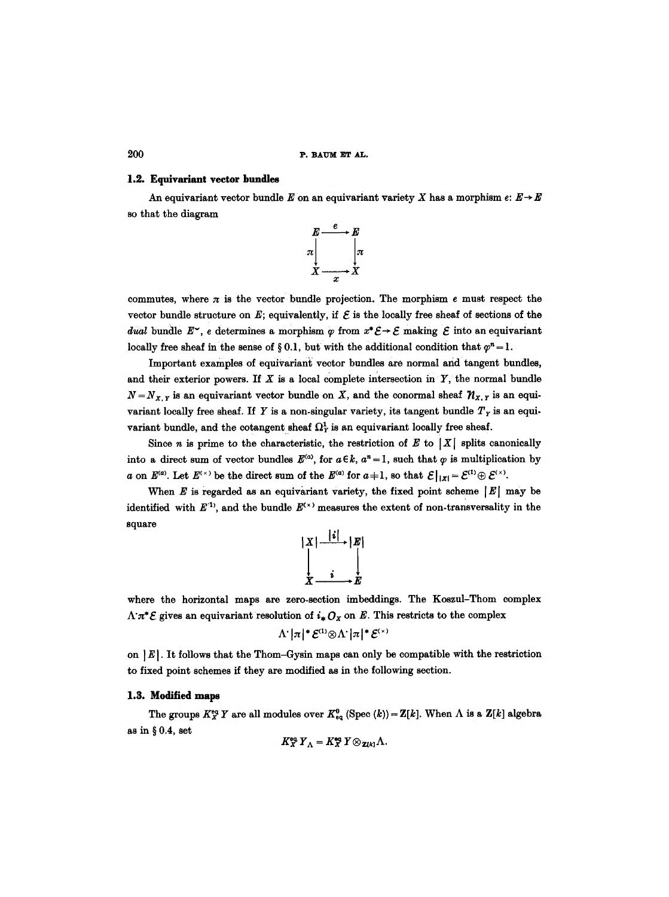### 1.2. Equivariant vector bundles

An equivariant vector bundle $E$ on an equivariant variety $X$ has a morphism $e: E \to E$ so that the diagram

$$\begin{array}{ccc} E & \xrightarrow{e} & E \\ \pi \downarrow & & \downarrow \pi \\ X & \xrightarrow[x]{} & X \end{array}$$

commutes, where $\pi$ is the vector bundle projection. The morphism $e$ must respect the vector bundle structure on $E$; equivalently, if $\mathcal{E}$ is the locally free sheaf of sections of the *dual* bundle $E^\vee$, $e$ determines a morphism $\varphi$ from $x^*\mathcal{E} \to \mathcal{E}$ making $\mathcal{E}$ into an equivariant locally free sheaf in the sense of § 0.1, but with the additional condition that $\varphi^n = 1$.

Important examples of equivariant vector bundles are normal and tangent bundles, and their exterior powers. If $X$ is a local complete intersection in $Y$, the normal bundle $N = N_{X,Y}$ is an equivariant vector bundle on $X$, and the conormal sheaf $\mathcal{N}_{X,Y}$ is an equivariant locally free sheaf. If $Y$ is a non-singular variety, its tangent bundle $T_Y$ is an equivariant bundle, and the cotangent sheaf $\Omega^1_Y$ is an equivariant locally free sheaf.

Since $n$ is prime to the characteristic, the restriction of $E$ to $|X|$ splits canonically into a direct sum of vector bundles $E^{(a)}$, for $a \in k$, $a^n = 1$, such that $\varphi$ is multiplication by $a$ on $E^{(a)}$. Let $E^{(\times)}$ be the direct sum of the $E^{(a)}$ for $a \neq 1$, so that $\mathcal{E}|_{|X|} = \mathcal{E}^{(1)} \oplus \mathcal{E}^{(\times)}$.

When $E$ is regarded as an equivariant variety, the fixed point scheme $|E|$ may be identified with $E^{(1)}$, and the bundle $E^{(\times)}$ measures the extent of non-transversality in the square

$$\begin{array}{ccc} |X| & \xrightarrow{|i|} & |E| \\ \downarrow & & \downarrow \\ X & \xrightarrow[i]{} & E \end{array}$$

where the horizontal maps are zero-section imbeddings. The Koszul–Thom complex $\Lambda^\cdot \pi^* \mathcal{E}$ gives an equivariant resolution of $i_* O_X$ on $E$. This restricts to the complex

$$\Lambda^\cdot |\pi|^* \mathcal{E}^{(1)} \otimes \Lambda^\cdot |\pi|^* \mathcal{E}^{(\times)}$$

on $|E|$. It follows that the Thom–Gysin maps can only be compatible with the restriction to fixed point schemes if they are modified as in the following section.

### 1.3. Modified maps

The groups $K_X^{\mathrm{eq}} Y$ are all modules over $K^0_{\mathrm{eq}}(\operatorname{Spec}(k)) = \mathbf{Z}[k]$. When $\Lambda$ is a $\mathbf{Z}[k]$ algebra as in § 0.4, set

$$K_X^{\mathrm{eq}} Y_\Lambda = K_X^{\mathrm{eq}} Y \otimes_{\mathbf{Z}[k]} \Lambda.$$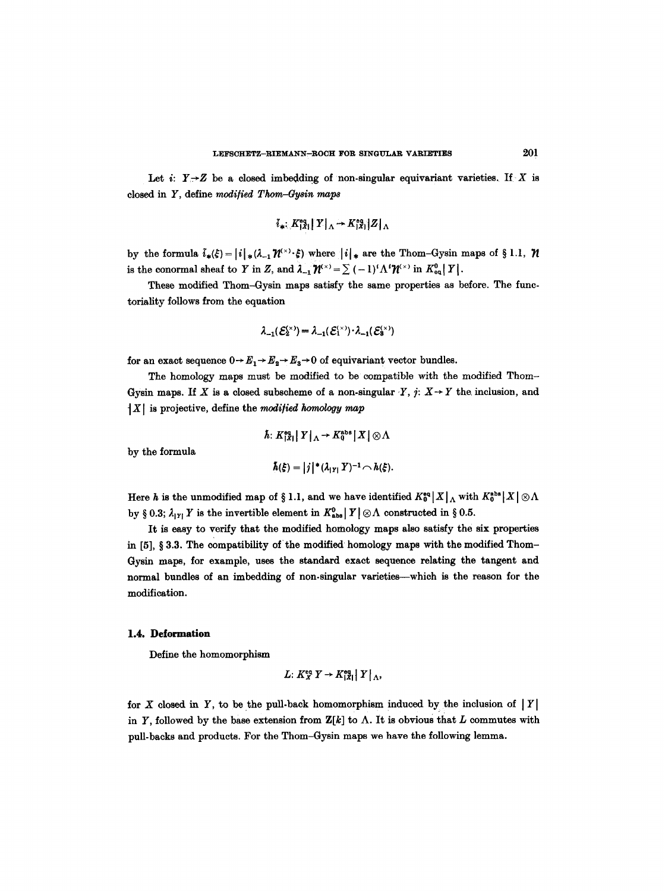Let $i$: $Y \to Z$ be a closed imbedding of non-singular equivariant varieties. If $X$ is closed in $Y$, define *modified Thom–Gysin maps*

$$\tilde{i}_*: K_{|X|}^{\mathrm{eq}} |Y|_\Lambda \to K_{|X|}^{\mathrm{eq}} |Z|_\Lambda$$

by the formula $\tilde{i}_*(\xi) = |i|_*(\lambda_{-1} \mathcal{N}^{(\times)} \cdot \xi)$ where $|i|_*$ are the Thom–Gysin maps of § 1.1, $\mathcal{N}$ is the conormal sheaf to $Y$ in $Z$, and $\lambda_{-1} \mathcal{N}^{(\times)} = \sum (-1)^i \Lambda^i \mathcal{N}^{(\times)}$ in $K_{\mathrm{eq}}^0 |Y|$.

These modified Thom–Gysin maps satisfy the same properties as before. The functoriality follows from the equation

$$\lambda_{-1}(\mathcal{E}_2^{(\times)}) = \lambda_{-1}(\mathcal{E}_1^{(\times)}) \cdot \lambda_{-1}(\mathcal{E}_3^{(\times)})$$

for an exact sequence $0 \to E_1 \to E_2 \to E_3 \to 0$ of equivariant vector bundles.

The homology maps must be modified to be compatible with the modified Thom–Gysin maps. If $X$ is a closed subscheme of a non-singular $Y$, $j$: $X \to Y$ the inclusion, and $|X|$ is projective, define the *modified homology map*

$$\tilde{h}: K_{|X|}^{\mathrm{eq}} |Y|_\Lambda \to K_0^{\mathrm{abs}} |X| \otimes \Lambda$$

by the formula

$$\tilde{h}(\xi) = |j|^* (\lambda_{|Y|} Y)^{-1} \frown h(\xi).$$

Here $h$ is the unmodified map of § 1.1, and we have identified $K_0^{\mathrm{eq}} |X|_\Lambda$ with $K_0^{\mathrm{abs}} |X| \otimes \Lambda$ by § 0.3; $\lambda_{|Y|} Y$ is the invertible element in $K_{\mathrm{abs}}^0 |Y| \otimes \Lambda$ constructed in § 0.5.

It is easy to verify that the modified homology maps also satisfy the six properties in [5], § 3.3. The compatibility of the modified homology maps with the modified Thom–Gysin maps, for example, uses the standard exact sequence relating the tangent and normal bundles of an imbedding of non-singular varieties—which is the reason for the modification.

### 1.4. Deformation

Define the homomorphism

$$L: K_X^{\mathrm{eq}} Y \to K_{|X|}^{\mathrm{eq}} |Y|_\Lambda,$$

for $X$ closed in $Y$, to be the pull-back homomorphism induced by the inclusion of $|Y|$ in $Y$, followed by the base extension from $\mathbf{Z}[k]$ to $\Lambda$. It is obvious that $L$ commutes with pull-backs and products. For the Thom–Gysin maps we have the following lemma.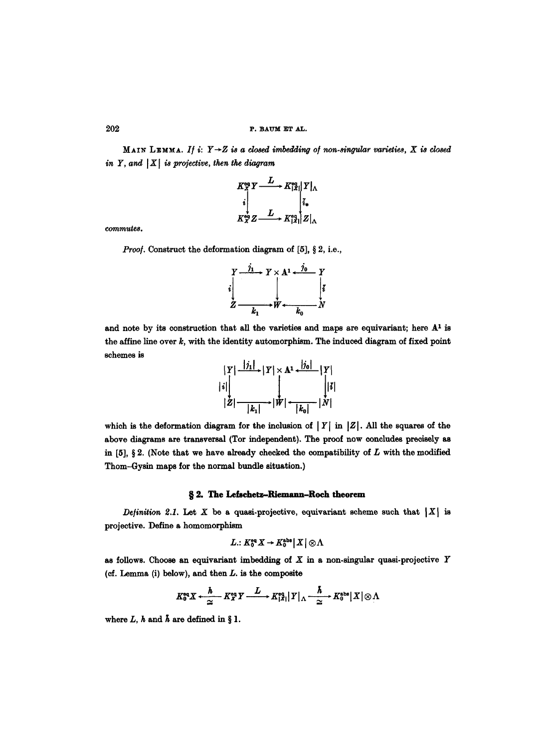**Main Lemma.** *If $i: Y \to Z$ is a closed imbedding of non-singular varieties, $X$ is closed in $Y$, and $|X|$ is projective, then the diagram*

$$\begin{array}{ccc} K_X^{eq} Y & \xrightarrow{L} & K_{|X|}^{eq}|Y|_\Lambda \\ {\scriptstyle i}\downarrow & & \downarrow{\scriptstyle \bar{i}_*} \\ K_X^{eq} Z & \xrightarrow{L} & K_{|X|}^{eq}|Z|_\Lambda \end{array}$$

*commutes.*

*Proof.* Construct the deformation diagram of [5], § 2, i.e.,

$$\begin{array}{ccccc} Y & \xrightarrow{j_1} & Y \times \mathbf{A}^1 & \xleftarrow{j_0} & Y \\ {\scriptstyle i}\downarrow & & \downarrow & & \downarrow{\scriptstyle \bar{i}} \\ Z & \xrightarrow[k_1]{} & W & \xleftarrow[k_0]{} & N \end{array}$$

and note by its construction that all the varieties and maps are equivariant; here $\mathbf{A}^1$ is the affine line over $k$, with the identity automorphism. The induced diagram of fixed point schemes is

$$\begin{array}{ccccc} |Y| & \xrightarrow{|j_1|} & |Y| \times \mathbf{A}^1 & \xleftarrow{|j_0|} & |Y| \\ {\scriptstyle |i|}\downarrow & & \downarrow & & \downarrow{\scriptstyle |\bar{i}|} \\ |Z| & \xrightarrow[|k_1|]{} & |W| & \xleftarrow[|k_0|]{} & |N| \end{array}$$

which is the deformation diagram for the inclusion of $|Y|$ in $|Z|$. All the squares of the above diagrams are transversal (Tor independent). The proof now concludes precisely as in [5], § 2. (Note that we have already checked the compatibility of $L$ with the modified Thom–Gysin maps for the normal bundle situation.)

## § 2. The Lefschetz–Riemann–Roch theorem

*Definition 2.1.* Let $X$ be a quasi-projective, equivariant scheme such that $|X|$ is projective. Define a homomorphism

$$L.: K_0^{eq} X \to K_0^{abs}|X| \otimes \Lambda$$

as follows. Choose an equivariant imbedding of $X$ in a non-singular quasi-projective $Y$ (cf. Lemma (i) below), and then $L.$ is the composite

$$K_0^{eq} X \xleftarrow[\cong]{h} K_X^{eq} Y \xrightarrow{L} K_{|X|}^{eq}|Y|_\Lambda \xrightarrow[\cong]{\bar{h}} K_0^{abs}|X| \otimes \Lambda$$

where $L$, $h$ and $\bar{h}$ are defined in § 1.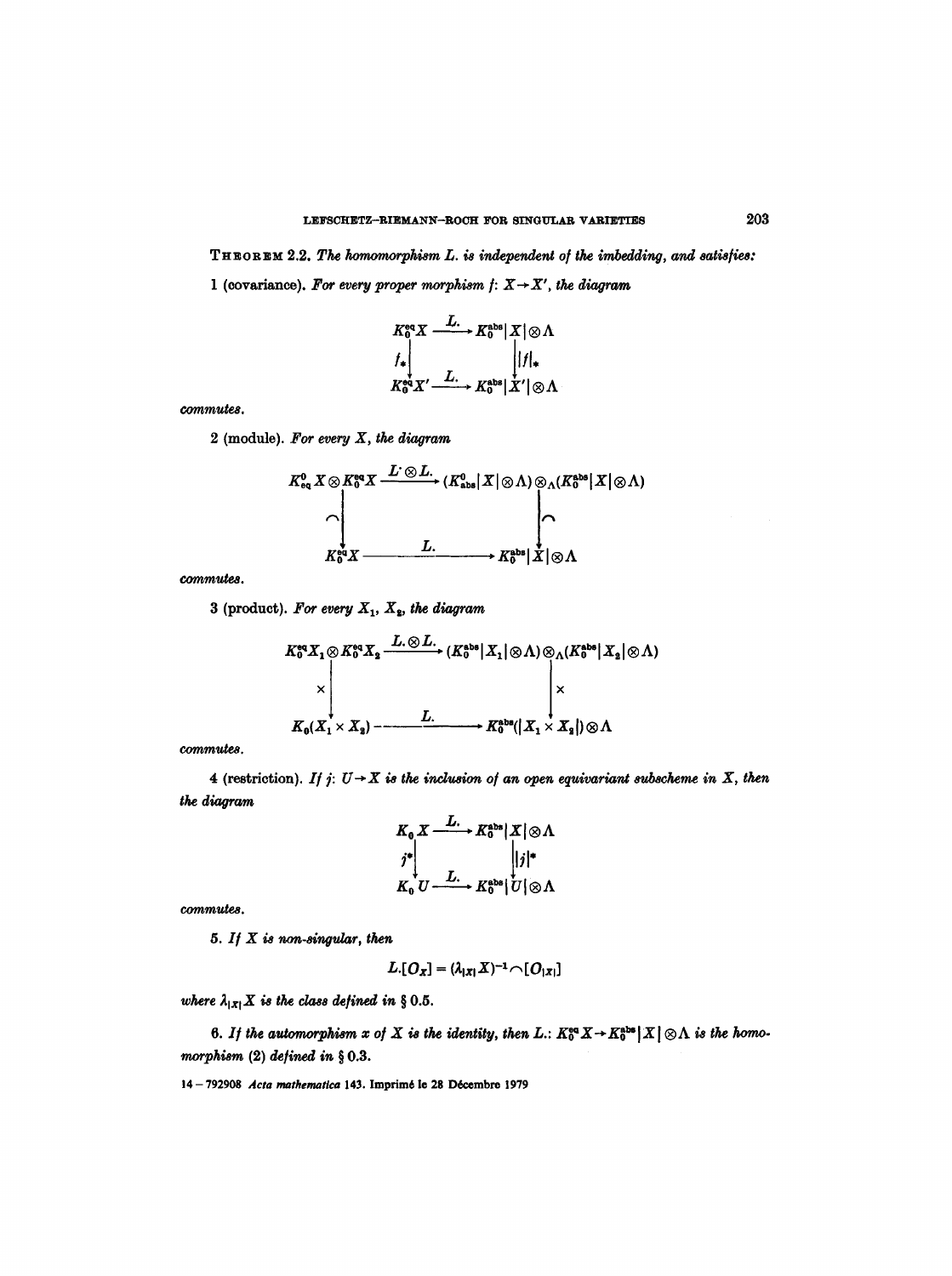**THEOREM 2.2.** *The homomorphism $L.$ is independent of the imbedding, and satisfies:*

1 (covariance). *For every proper morphism $f: X \to X'$, the diagram*

$$\begin{array}{ccc}
K_0^{\mathrm{eq}}X & \xrightarrow{L.} & K_0^{\mathrm{abs}}|X|\otimes\Lambda \\
\downarrow f_* & & \downarrow |f|_* \\
K_0^{\mathrm{eq}}X' & \xrightarrow{L.} & K_0^{\mathrm{abs}}|X'|\otimes\Lambda
\end{array}$$

*commutes.*

2 (module). *For every $X$, the diagram*

$$\begin{array}{ccc}
K^0_{\mathrm{eq}}X\otimes K_0^{\mathrm{eq}}X & \xrightarrow{L^{\cdot}\otimes L.} & (K^0_{\mathrm{abs}}|X|\otimes\Lambda)\otimes_\Lambda(K_0^{\mathrm{abs}}|X|\otimes\Lambda) \\
\downarrow \frown & & \downarrow \frown \\
K_0^{\mathrm{eq}}X & \xrightarrow{L.} & K_0^{\mathrm{abs}}|X|\otimes\Lambda
\end{array}$$

*commutes.*

3 (product). *For every $X_1$, $X_2$, the diagram*

$$\begin{array}{ccc}
K_0^{\mathrm{eq}}X_1\otimes K_0^{\mathrm{eq}}X_2 & \xrightarrow{L.\otimes L.} & (K_0^{\mathrm{abs}}|X_1|\otimes\Lambda)\otimes_\Lambda(K_0^{\mathrm{abs}}|X_2|\otimes\Lambda) \\
\downarrow \times & & \downarrow \times \\
K_0(X_1\times X_2) & \xrightarrow{L.} & K_0^{\mathrm{abs}}(|X_1\times X_2|)\otimes\Lambda
\end{array}$$

*commutes.*

4 (restriction). *If $j: U\to X$ is the inclusion of an open equivariant subscheme in $X$, then the diagram*

$$\begin{array}{ccc}
K_0X & \xrightarrow{L.} & K_0^{\mathrm{abs}}|X|\otimes\Lambda \\
\downarrow j^* & & \downarrow |j|^* \\
K_0U & \xrightarrow{L.} & K_0^{\mathrm{abs}}|U|\otimes\Lambda
\end{array}$$

*commutes.*

5. *If $X$ is non-singular, then*

$$L.[O_X] = (\lambda_{|X|}X)^{-1}\frown[O_{|X|}]$$

*where $\lambda_{|X|}X$ is the class defined in* § 0.5.

6. *If the automorphism $x$ of $X$ is the identity, then $L.: K_0^{\mathrm{eq}}X\to K_0^{\mathrm{abs}}|X|\otimes\Lambda$ is the homomorphism* (2) *defined in* § 0.3.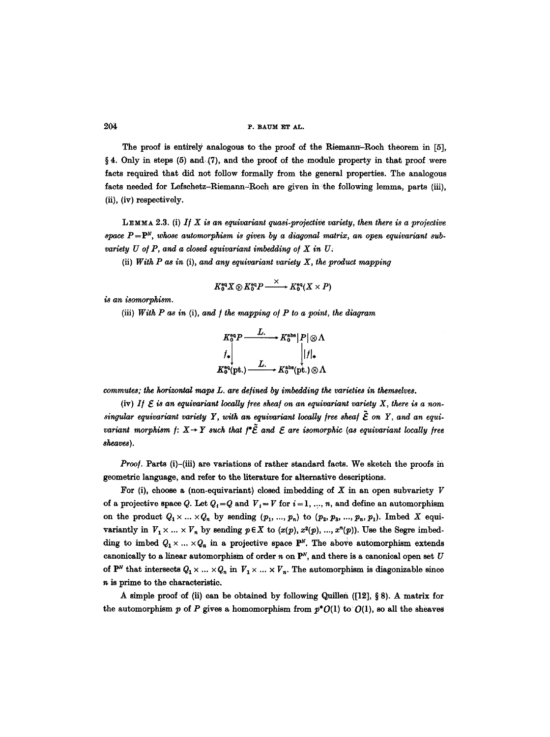The proof is entirely analogous to the proof of the Riemann–Roch theorem in [5], § 4. Only in steps (5) and (7), and the proof of the module property in that proof were facts required that did not follow formally from the general properties. The analogous facts needed for Lefschetz–Riemann–Roch are given in the following lemma, parts (iii), (ii), (iv) respectively.

LEMMA 2.3. (i) *If $X$ is an equivariant quasi-projective variety, then there is a projective space $P = \mathbf{P}^N$, whose automorphism is given by a diagonal matrix, an open equivariant subvariety $U$ of $P$, and a closed equivariant imbedding of $X$ in $U$.*

(ii) *With $P$ as in* (i), *and any equivariant variety $X$, the product mapping*

$$K_0^{\mathrm{eq}} X \otimes K_0^{\mathrm{eq}} P \xrightarrow{\times} K_0^{\mathrm{eq}}(X \times P)$$

*is an isomorphism.*

(iii) *With $P$ as in* (i), *and $f$ the mapping of $P$ to a point, the diagram*

$$\begin{array}{ccc}
K_0^{\mathrm{eq}} P & \xrightarrow{L.} & K_0^{\mathrm{abs}} |P| \otimes \Lambda \\
{\scriptstyle f_*} \downarrow & & \downarrow {\scriptstyle |f|_*} \\
K_0^{\mathrm{eq}}(\mathrm{pt.}) & \xrightarrow{L.} & K_0^{\mathrm{abs}}(\mathrm{pt.}) \otimes \Lambda
\end{array}$$

*commutes; the horizontal maps $L.$ are defined by imbedding the varieties in themselves.*

(iv) *If $\mathcal{E}$ is an equivariant locally free sheaf on an equivariant variety $X$, there is a non-singular equivariant variety $Y$, with an equivariant locally free sheaf $\tilde{\mathcal{E}}$ on $Y$, and an equivariant morphism $f: X \to Y$ such that $f^* \tilde{\mathcal{E}}$ and $\mathcal{E}$ are isomorphic (as equivariant locally free sheaves).*

*Proof.* Parts (i)–(iii) are variations of rather standard facts. We sketch the proofs in geometric language, and refer to the literature for alternative descriptions.

For (i), choose a (non-equivariant) closed imbedding of $X$ in an open subvariety $V$ of a projective space $Q$. Let $Q_i = Q$ and $V_i = V$ for $i = 1, \ldots, n$, and define an automorphism on the product $Q_1 \times \ldots \times Q_n$ by sending $(p_1, \ldots, p_n)$ to $(p_2, p_3, \ldots, p_n, p_1)$. Imbed $X$ equivariantly in $V_1 \times \ldots \times V_n$ by sending $p \in X$ to $(x(p), x^2(p), \ldots, x^n(p))$. Use the Segre imbedding to imbed $Q_1 \times \ldots \times Q_n$ in a projective space $\mathbf{P}^N$. The above automorphism extends canonically to a linear automorphism of order $n$ on $\mathbf{P}^N$, and there is a canonical open set $U$ of $\mathbf{P}^N$ that intersects $Q_1 \times \ldots \times Q_n$ in $V_1 \times \ldots \times V_n$. The automorphism is diagonizable since $n$ is prime to the characteristic.

A simple proof of (ii) can be obtained by following Quillen ([12], § 8). A matrix for the automorphism $p$ of $P$ gives a homomorphism from $p^* \mathcal{O}(1)$ to $\mathcal{O}(1)$, so all the sheaves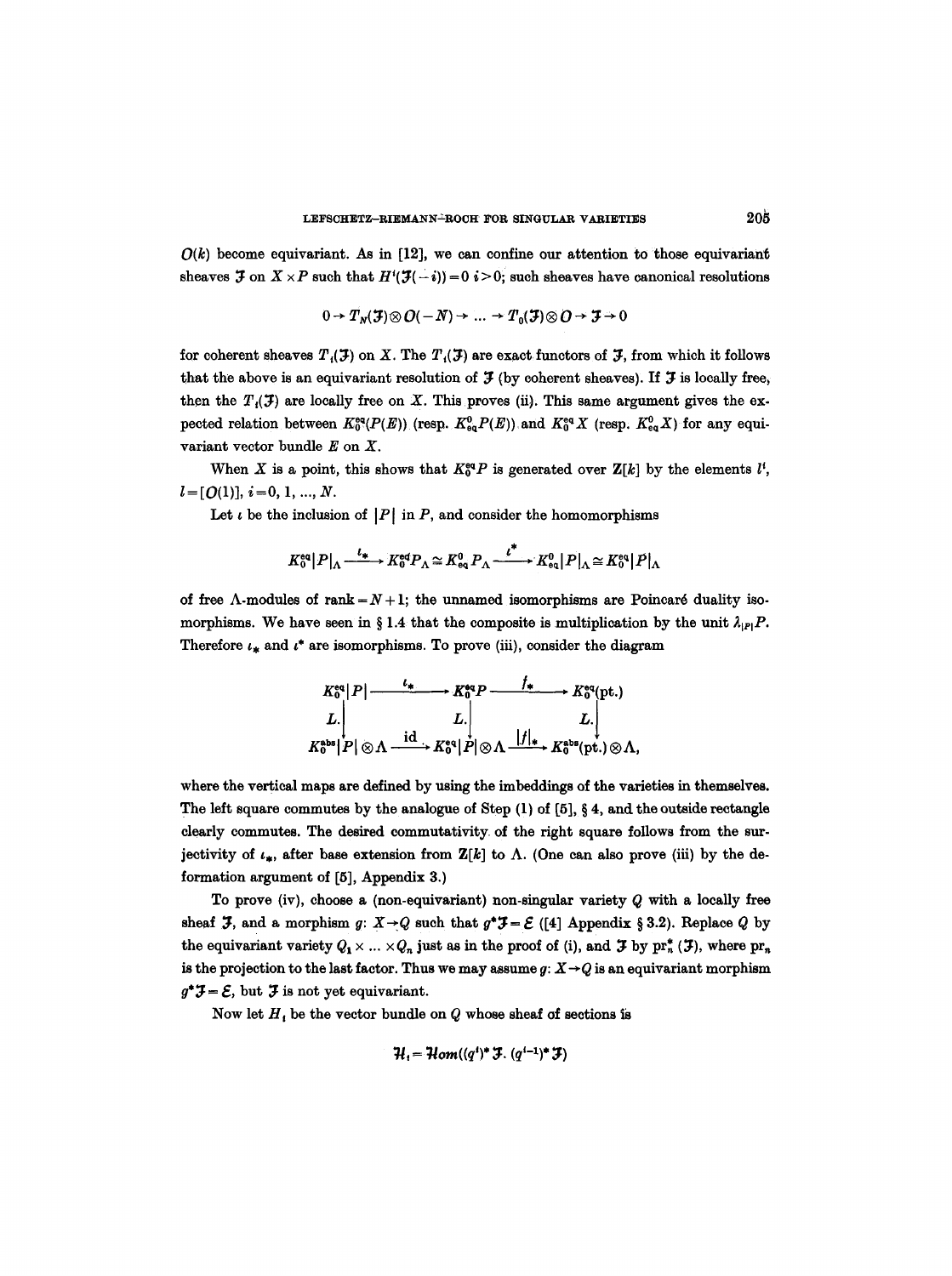$O(k)$ become equivariant. As in [12], we can confine our attention to those equivariant sheaves $\mathcal{F}$ on $X \times P$ such that $H^i(\mathcal{F}(-i)) = 0$ $i > 0$; such sheaves have canonical resolutions

$$0 \to T_N(\mathcal{F}) \otimes O(-N) \to \dots \to T_0(\mathcal{F}) \otimes O \to \mathcal{F} \to 0$$

for coherent sheaves $T_i(\mathcal{F})$ on $X$. The $T_i(\mathcal{F})$ are exact functors of $\mathcal{F}$, from which it follows that the above is an equivariant resolution of $\mathcal{F}$ (by coherent sheaves). If $\mathcal{F}$ is locally free, then the $T_i(\mathcal{F})$ are locally free on $X$. This proves (ii). This same argument gives the expected relation between $K_0^{\mathrm{eq}}(P(E))$ (resp. $K^0_{\mathrm{eq}}P(E)$) and $K_0^{\mathrm{eq}}X$ (resp. $K^0_{\mathrm{eq}}X$) for any equivariant vector bundle $E$ on $X$.

When $X$ is a point, this shows that $K_0^{\mathrm{eq}}P$ is generated over $\mathbf{Z}[k]$ by the elements $l^i$, $l = [O(1)]$, $i = 0, 1, \dots, N$.

Let $\iota$ be the inclusion of $|P|$ in $P$, and consider the homomorphisms

$$K_0^{\mathrm{eq}}|P|_\Lambda \xrightarrow{\iota_*} K_0^{\mathrm{eq}}P_\Lambda \cong K^0_{\mathrm{eq}}P_\Lambda \xrightarrow{\iota^*} K^0_{\mathrm{eq}}|P|_\Lambda \cong K_0^{\mathrm{eq}}|P|_\Lambda$$

of free $\Lambda$-modules of rank $= N+1$; the unnamed isomorphisms are Poincaré duality isomorphisms. We have seen in § 1.4 that the composite is multiplication by the unit $\lambda_{|P|}P$. Therefore $\iota_*$ and $\iota^*$ are isomorphisms. To prove (iii), consider the diagram

$$\begin{array}{ccccc}
K_0^{\mathrm{eq}}|P| & \xrightarrow{\iota_*} & K_0^{\mathrm{eq}}P & \xrightarrow{f_*} & K_0^{\mathrm{eq}}(\mathrm{pt.}) \\
\downarrow L. & & \downarrow L. & & \downarrow L. \\
K_0^{\mathrm{abs}}|P| \otimes \Lambda & \xrightarrow{\mathrm{id}} & K_0^{\mathrm{eq}}|P| \otimes \Lambda & \xrightarrow{|f|_*} & K_0^{\mathrm{abs}}(\mathrm{pt.}) \otimes \Lambda,
\end{array}$$

where the vertical maps are defined by using the imbeddings of the varieties in themselves. The left square commutes by the analogue of Step (1) of [5], § 4, and the outside rectangle clearly commutes. The desired commutativity of the right square follows from the surjectivity of $\iota_*$, after base extension from $\mathbf{Z}[k]$ to $\Lambda$. (One can also prove (iii) by the deformation argument of [5], Appendix 3.)

To prove (iv), choose a (non-equivariant) non-singular variety $Q$ with a locally free sheaf $\mathcal{F}$, and a morphism $g: X \to Q$ such that $g^*\mathcal{F} = \mathcal{E}$ ([4] Appendix § 3.2). Replace $Q$ by the equivariant variety $Q_1 \times \dots \times Q_n$ just as in the proof of (i), and $\mathcal{F}$ by $\mathrm{pr}_n^*(\mathcal{F})$, where $\mathrm{pr}_n$ is the projection to the last factor. Thus we may assume $g: X \to Q$ is an equivariant morphism $g^*\mathcal{F} = \mathcal{E}$, but $\mathcal{F}$ is not yet equivariant.

Now let $H_i$ be the vector bundle on $Q$ whose sheaf of sections is

$$\mathcal{H}_i = \mathcal{H}om((q^i)^*\mathcal{F}, (q^{i-1})^*\mathcal{F})$$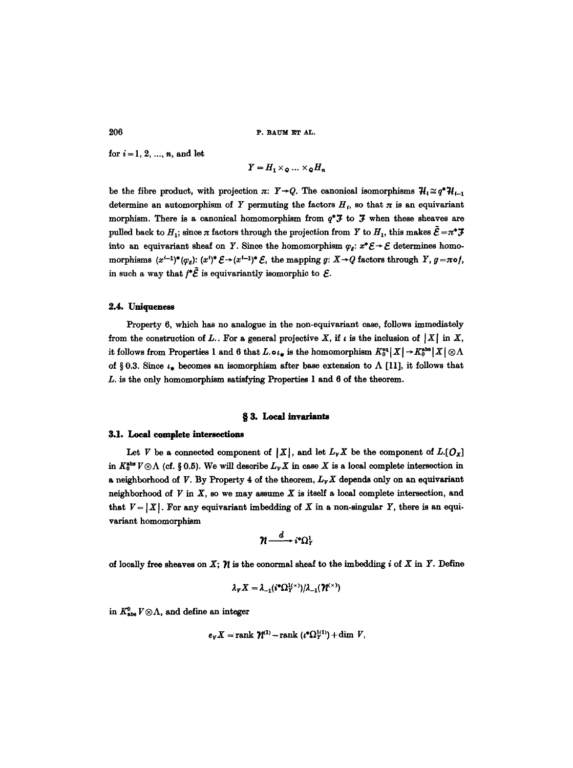for $i = 1, 2, \ldots, n$, and let

$$Y = H_1 \times_Q \ldots \times_Q H_n$$

be the fibre product, with projection $\pi\colon Y \to Q$. The canonical isomorphisms $\mathcal{H}_i \cong q^*\mathcal{H}_{i-1}$ determine an automorphism of $Y$ permuting the factors $H_i$, so that $\pi$ is an equivariant morphism. There is a canonical homomorphism from $q^*\mathcal{J}$ to $\mathcal{J}$ when these sheaves are pulled back to $H_1$; since $\pi$ factors through the projection from $Y$ to $H_1$, this makes $\tilde{\mathcal{E}} = \pi^*\mathcal{J}$ into an equivariant sheaf on $Y$. Since the homomorphism $\varphi_{\mathcal{E}}\colon x^*\mathcal{E} \to \mathcal{E}$ determines homomorphisms $(x^{i-1})^*(\varphi_{\mathcal{E}})\colon (x^i)^*\mathcal{E} \to (x^{i-1})^*\mathcal{E}$, the mapping $g\colon X \to Q$ factors through $Y$, $g = \pi \circ f$, in such a way that $f^*\tilde{\mathcal{E}}$ is equivariantly isomorphic to $\mathcal{E}$.

### 2.4. Uniqueness

Property 6, which has no analogue in the non-equivariant case, follows immediately from the construction of $L_.$. For a general projective $X$, if $\iota$ is the inclusion of $|X|$ in $X$, it follows from Properties 1 and 6 that $L_. \circ \iota_*$ is the homomorphism $K_0^{\mathrm{eq}}|X| \to K_0^{\mathrm{abs}}|X| \otimes \Lambda$ of § 0.3. Since $\iota_*$ becomes an isomorphism after base extension to $\Lambda$ [11], it follows that $L_.$ is the only homomorphism satisfying Properties 1 and 6 of the theorem.

## § 3. Local invariants

### 3.1. Local complete intersections

Let $V$ be a connected component of $|X|$, and let $L_V X$ be the component of $L_.[\mathcal{O}_X]$ in $K_0^{\mathrm{abs}} V \otimes \Lambda$ (cf. § 0.5). We will describe $L_V X$ in case $X$ is a local complete intersection in a neighborhood of $V$. By Property 4 of the theorem, $L_V X$ depends only on an equivariant neighborhood of $V$ in $X$, so we may assume $X$ is itself a local complete intersection, and that $V = |X|$. For any equivariant imbedding of $X$ in a non-singular $Y$, there is an equivariant homomorphism

$$\mathcal{N} \xrightarrow{\ d\ } i^*\Omega_Y^1$$

of locally free sheaves on $X$; $\mathcal{N}$ is the conormal sheaf to the imbedding $i$ of $X$ in $Y$. Define

$$\lambda_V X = \lambda_{-1}(i^*\Omega_Y^{1(\times)})/\lambda_{-1}(\mathcal{N}^{(\times)})$$

in $K_{\mathrm{abs}}^0 V \otimes \Lambda$, and define an integer

$$e_V X = \operatorname{rank} \mathcal{N}^{(1)} - \operatorname{rank}(\iota^*\Omega_Y^{1(1)}) + \dim V,$$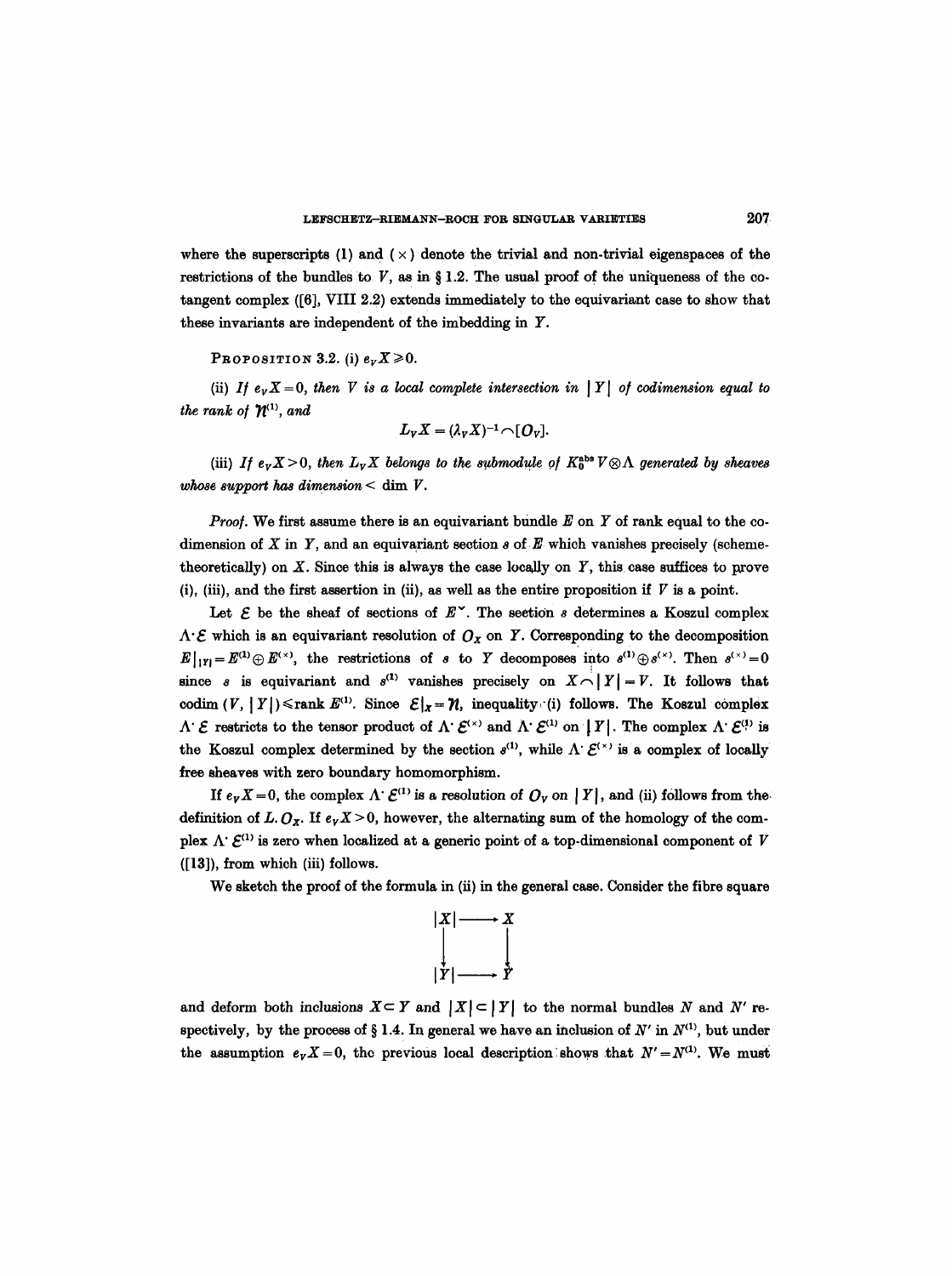where the superscripts (1) and ( $\times$ ) denote the trivial and non-trivial eigenspaces of the restrictions of the bundles to $V$, as in § 1.2. The usual proof of the uniqueness of the cotangent complex ([6], VIII 2.2) extends immediately to the equivariant case to show that these invariants are independent of the imbedding in $Y$.

PROPOSITION 3.2. (i) $e_V X \geq 0$.

(ii) *If* $e_V X = 0$, *then* $V$ *is a local complete intersection in* $|Y|$ *of codimension equal to the rank of* $\mathcal{N}^{(1)}$, *and*

$$L_V X = (\lambda_V X)^{-1} \frown [O_V].$$

(iii) *If* $e_V X > 0$, *then* $L_V X$ *belongs to the submodule of* $K_0^{\text{abs}} V \otimes \Lambda$ *generated by sheaves whose support has dimension* $< \dim V$.

*Proof.* We first assume there is an equivariant bundle $E$ on $Y$ of rank equal to the codimension of $X$ in $Y$, and an equivariant section $s$ of $E$ which vanishes precisely (scheme-theoretically) on $X$. Since this is always the case locally on $Y$, this case suffices to prove (i), (iii), and the first assertion in (ii), as well as the entire proposition if $V$ is a point.

Let $\mathcal{E}$ be the sheaf of sections of $E^\vee$. The section $s$ determines a Koszul complex $\Lambda^\cdot \mathcal{E}$ which is an equivariant resolution of $O_X$ on $Y$. Corresponding to the decomposition $E|_{|Y|} = E^{(1)} \oplus E^{(\times)}$, the restrictions of $s$ to $Y$ decomposes into $s^{(1)} \oplus s^{(\times)}$. Then $s^{(\times)} = 0$ since $s$ is equivariant and $s^{(1)}$ vanishes precisely on $X \frown |Y| = V$. It follows that $\operatorname{codim}(V, |Y|) \leq \operatorname{rank} E^{(1)}$. Since $\mathcal{E}|_X = \mathcal{N}$, inequality (i) follows. The Koszul complex $\Lambda^\cdot \mathcal{E}$ restricts to the tensor product of $\Lambda^\cdot \mathcal{E}^{(\times)}$ and $\Lambda^\cdot \mathcal{E}^{(1)}$ on $|Y|$. The complex $\Lambda^\cdot \mathcal{E}^{(1)}$ is the Koszul complex determined by the section $s^{(1)}$, while $\Lambda^\cdot \mathcal{E}^{(\times)}$ is a complex of locally free sheaves with zero boundary homomorphism.

If $e_V X = 0$, the complex $\Lambda^\cdot \mathcal{E}^{(1)}$ is a resolution of $O_V$ on $|Y|$, and (ii) follows from the definition of $L_\cdot O_X$. If $e_V X > 0$, however, the alternating sum of the homology of the complex $\Lambda^\cdot \mathcal{E}^{(1)}$ is zero when localized at a generic point of a top-dimensional component of $V$ ([13]), from which (iii) follows.

We sketch the proof of the formula in (ii) in the general case. Consider the fibre square

$$\begin{array}{ccc} |X| & \longrightarrow & X \\ \downarrow & & \downarrow \\ |Y| & \longrightarrow & Y \end{array}$$

and deform both inclusions $X \subset Y$ and $|X| \subset |Y|$ to the normal bundles $N$ and $N'$ respectively, by the process of § 1.4. In general we have an inclusion of $N'$ in $N^{(1)}$, but under the assumption $e_V X = 0$, the previous local description shows that $N' = N^{(1)}$. We must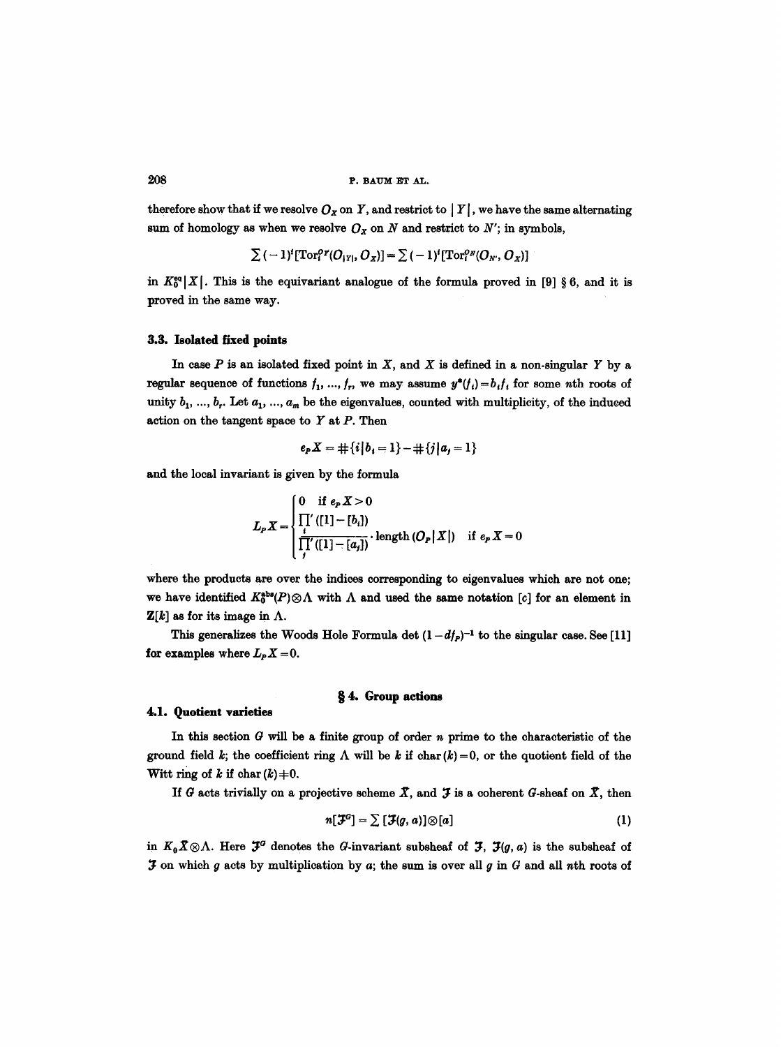therefore show that if we resolve $O_X$ on $Y$, and restrict to $|Y|$, we have the same alternating sum of homology as when we resolve $O_X$ on $N$ and restrict to $N'$; in symbols,

$$\sum (-1)^i [\mathrm{Tor}_i^{O_Y}(O_{|Y|}, O_X)] = \sum (-1)^i [\mathrm{Tor}_i^{O_N}(O_{N'}, O_X)]$$

in $K_0^{eq}|X|$. This is the equivariant analogue of the formula proved in [9] § 6, and it is proved in the same way.

### 3.3. Isolated fixed points

In case $P$ is an isolated fixed point in $X$, and $X$ is defined in a non-singular $Y$ by a regular sequence of functions $f_1, \ldots, f_r$, we may assume $y^*(f_i) = b_i f_i$ for some $n$th roots of unity $b_1, \ldots, b_r$. Let $a_1, \ldots, a_m$ be the eigenvalues, counted with multiplicity, of the induced action on the tangent space to $Y$ at $P$. Then

$$e_P X = \#\{i \mid b_i = 1\} - \#\{j \mid a_j = 1\}$$

and the local invariant is given by the formula

$$L_P X = \begin{cases} 0 & \text{if } e_P X > 0 \\ \dfrac{\prod_i' ([1] - [b_i])}{\prod_j' ([1] - [a_j])} \cdot \mathrm{length}\,(O_P|X|) & \text{if } e_P X = 0 \end{cases}$$

where the products are over the indices corresponding to eigenvalues which are not one; we have identified $K_0^{abs}(P) \otimes \Lambda$ with $\Lambda$ and used the same notation $[c]$ for an element in $\mathbf{Z}[k]$ as for its image in $\Lambda$.

This generalizes the Woods Hole Formula $\det(1 - df_P)^{-1}$ to the singular case. See [11] for examples where $L_P X = 0$.

## § 4. Group actions

### 4.1. Quotient varieties

In this section $G$ will be a finite group of order $n$ prime to the characteristic of the ground field $k$; the coefficient ring $\Lambda$ will be $k$ if $\mathrm{char}(k) = 0$, or the quotient field of the Witt ring of $k$ if $\mathrm{char}(k) \neq 0$.

If $G$ acts trivially on a projective scheme $\tilde{X}$, and $\mathcal{F}$ is a coherent $G$-sheaf on $\tilde{X}$, then

$$n[\mathcal{F}^G] = \sum [\mathcal{F}(g, a)] \otimes [a] \tag{1}$$

in $K_0 \tilde{X} \otimes \Lambda$. Here $\mathcal{F}^G$ denotes the $G$-invariant subsheaf of $\mathcal{F}$, $\mathcal{F}(g, a)$ is the subsheaf of $\mathcal{F}$ on which $g$ acts by multiplication by $a$; the sum is over all $g$ in $G$ and all $n$th roots of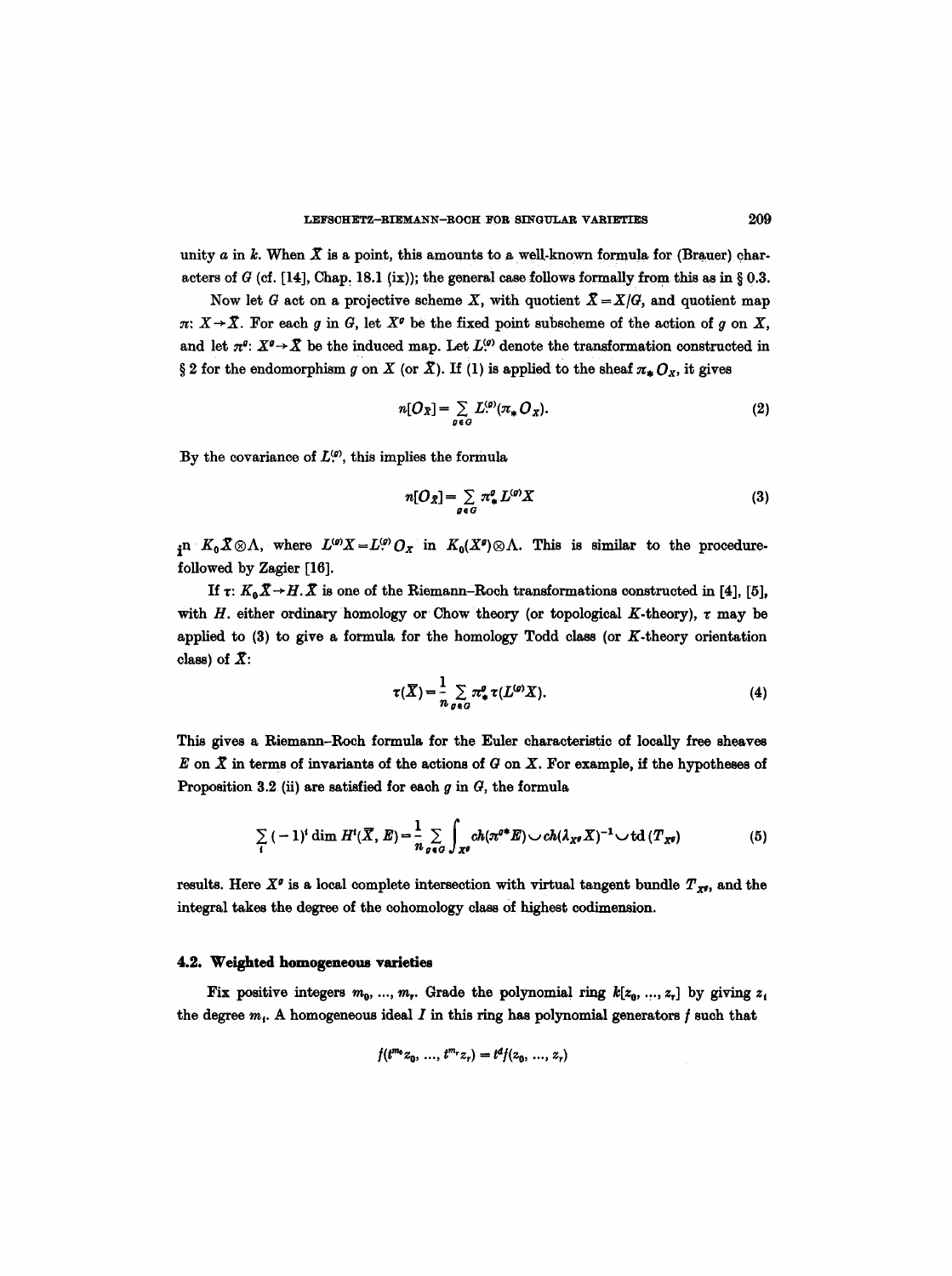unity $a$ in $k$. When $\bar{X}$ is a point, this amounts to a well-known formula for (Brauer) characters of $G$ (cf. [14], Chap. 18.1 (ix)); the general case follows formally from this as in § 0.3.

Now let $G$ act on a projective scheme $X$, with quotient $\bar{X} = X/G$, and quotient map $\pi: X \to \bar{X}$. For each $g$ in $G$, let $X^g$ be the fixed point subscheme of the action of $g$ on $X$, and let $\pi^g: X^g \to \bar{X}$ be the induced map. Let $L_\cdot^{(g)}$ denote the transformation constructed in § 2 for the endomorphism $g$ on $X$ (or $\bar{X}$). If (1) is applied to the sheaf $\pi_* O_X$, it gives

$$n[O_{\bar{X}}] = \sum_{g \in G} L_\cdot^{(g)}(\pi_* O_X). \tag{2}$$

By the covariance of $L_\cdot^{(g)}$, this implies the formula

$$n[O_{\bar{X}}] = \sum_{g \in G} \pi_*^g L^{(g)} X \tag{3}$$

in $K_0 \bar{X} \otimes \Lambda$, where $L^{(g)} X = L_\cdot^{(g)} O_X$ in $K_0(X^g) \otimes \Lambda$. This is similar to the procedure followed by Zagier [16].

If $\tau: K_0 \bar{X} \to H_. \bar{X}$ is one of the Riemann–Roch transformations constructed in [4], [5], with $H_.$ either ordinary homology or Chow theory (or topological $K$-theory), $\tau$ may be applied to (3) to give a formula for the homology Todd class (or $K$-theory orientation class) of $\bar{X}$:

$$\tau(\bar{X}) = \frac{1}{n} \sum_{g \in G} \pi_*^g \tau(L^{(g)} X). \tag{4}$$

This gives a Riemann–Roch formula for the Euler characteristic of locally free sheaves $E$ on $\bar{X}$ in terms of invariants of the actions of $G$ on $X$. For example, if the hypotheses of Proposition 3.2 (ii) are satisfied for each $g$ in $G$, the formula

$$\sum_i (-1)^i \dim H^i(\bar{X}, E) = \frac{1}{n} \sum_{g \in G} \int_{X^g} ch(\pi^{g*} E) \smile ch(\lambda_{X^g} X)^{-1} \smile \operatorname{td}(T_{X^g}) \tag{5}$$

results. Here $X^g$ is a local complete intersection with virtual tangent bundle $T_{X^g}$, and the integral takes the degree of the cohomology class of highest codimension.

### 4.2. Weighted homogeneous varieties

Fix positive integers $m_0, \ldots, m_r$. Grade the polynomial ring $k[z_0, \ldots, z_r]$ by giving $z_i$ the degree $m_i$. A homogeneous ideal $I$ in this ring has polynomial generators $f$ such that

$$f(t^{m_0} z_0, \ldots, t^{m_r} z_r) = t^d f(z_0, \ldots, z_r)$$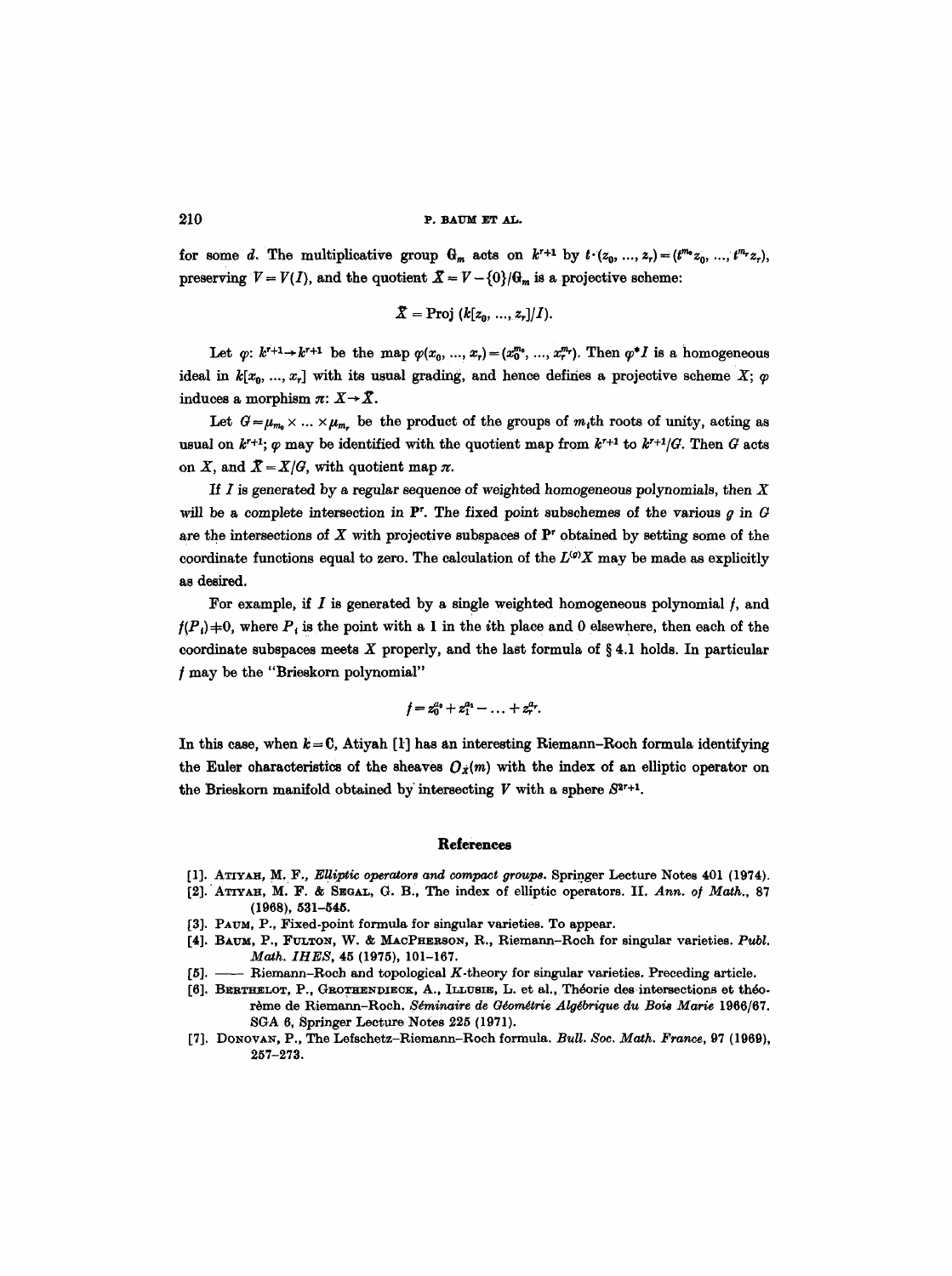for some $d$. The multiplicative group $\mathbf{G}_m$ acts on $k^{r+1}$ by $t\cdot(z_0, ..., z_r) = (t^{m_0}z_0, ..., t^{m_r}z_r)$, preserving $\bar{V} = V(I)$, and the quotient $\bar{X} = \bar{V} - \{0\}/\mathbf{G}_m$ is a projective scheme:

$$\bar{X} = \text{Proj}\,(k[z_0, ..., z_r]/I).$$

Let $\varphi\colon k^{r+1} \to k^{r+1}$ be the map $\varphi(x_0, ..., x_r) = (x_0^{m_0}, ..., x_r^{m_r})$. Then $\varphi^* I$ is a homogeneous ideal in $k[x_0, ..., x_r]$ with its usual grading, and hence defines a projective scheme $X$; $\varphi$ induces a morphism $\pi\colon X \to \bar{X}$.

Let $G = \mu_{m_0} \times ... \times \mu_{m_r}$ be the product of the groups of $m_i$th roots of unity, acting as usual on $k^{r+1}$; $\varphi$ may be identified with the quotient map from $k^{r+1}$ to $k^{r+1}/G$. Then $G$ acts on $X$, and $\bar{X} = X/G$, with quotient map $\pi$.

If $I$ is generated by a regular sequence of weighted homogeneous polynomials, then $X$ will be a complete intersection in $\mathbf{P}^r$. The fixed point subschemes of the various $g$ in $G$ are the intersections of $X$ with projective subspaces of $\mathbf{P}^r$ obtained by setting some of the coordinate functions equal to zero. The calculation of the $L^{(g)}X$ may be made as explicitly as desired.

For example, if $I$ is generated by a single weighted homogeneous polynomial $f$, and $f(P_i) \neq 0$, where $P_i$ is the point with a 1 in the $i$th place and 0 elsewhere, then each of the coordinate subspaces meets $X$ properly, and the last formula of § 4.1 holds. In particular $f$ may be the "Brieskorn polynomial"

$$f = z_0^{a_0} + z_1^{a_1} - ... + z_r^{a_r}.$$

In this case, when $k = \mathbf{C}$, Atiyah [1] has an interesting Riemann–Roch formula identifying the Euler characteristics of the sheaves $\mathcal{O}_{\bar{X}}(m)$ with the index of an elliptic operator on the Brieskorn manifold obtained by intersecting $\bar{V}$ with a sphere $S^{2r+1}$.

## References

[1]. Atiyah, M. F., *Elliptic operators and compact groups*. Springer Lecture Notes 401 (1974).

[2]. Atiyah, M. F. & Segal, G. B., The index of elliptic operators. II. *Ann. of Math.*, 87 (1968), 531–545.

[3]. Baum, P., Fixed-point formula for singular varieties. To appear.

[4]. Baum, P., Fulton, W. & MacPherson, R., Riemann–Roch for singular varieties. *Publ. Math. IHES*, 45 (1975), 101–167.

[5]. —— Riemann–Roch and topological $K$-theory for singular varieties. Preceding article.

[6]. Berthelot, P., Grothendieck, A., Illusie, L. et al., Théorie des intersections et théorème de Riemann–Roch. *Séminaire de Géométrie Algébrique du Bois Marie* 1966/67. SGA 6, Springer Lecture Notes 225 (1971).

[7]. Donovan, P., The Lefschetz–Riemann–Roch formula. *Bull. Soc. Math. France*, 97 (1969), 257–273.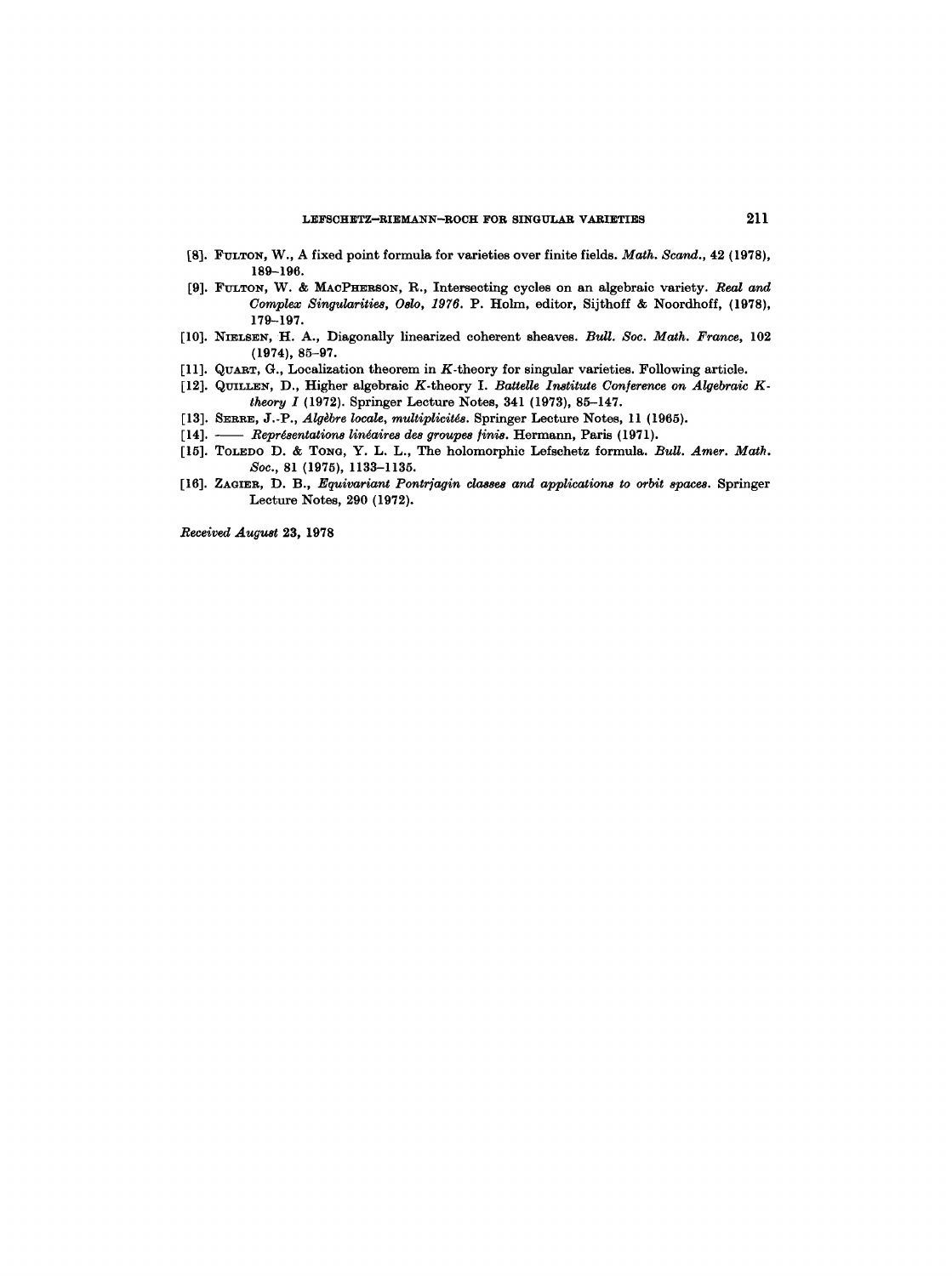[8]. FULTON, W., A fixed point formula for varieties over finite fields. *Math. Scand.*, 42 (1978), 189–196.

[9]. FULTON, W. & MACPHERSON, R., Intersecting cycles on an algebraic variety. *Real and Complex Singularities, Oslo, 1976*. P. Holm, editor, Sijthoff & Noordhoff, (1978), 179–197.

[10]. NIELSEN, H. A., Diagonally linearized coherent sheaves. *Bull. Soc. Math. France*, 102 (1974), 85–97.

[11]. QUART, G., Localization theorem in $K$-theory for singular varieties. Following article.

[12]. QUILLEN, D., Higher algebraic $K$-theory I. *Battelle Institute Conference on Algebraic K-theory I* (1972). Springer Lecture Notes, 341 (1973), 85–147.

[13]. SERRE, J.-P., *Algèbre locale, multiplicités*. Springer Lecture Notes, 11 (1965).

[14]. —— *Représentations linéaires des groupes finis*. Hermann, Paris (1971).

[15]. TOLEDO D. & TONG, Y. L. L., The holomorphic Lefschetz formula. *Bull. Amer. Math. Soc.*, 81 (1975), 1133–1135.

[16]. ZAGIER, D. B., *Equivariant Pontrjagin classes and applications to orbit spaces*. Springer Lecture Notes, 290 (1972).

*Received August* 23, 1978